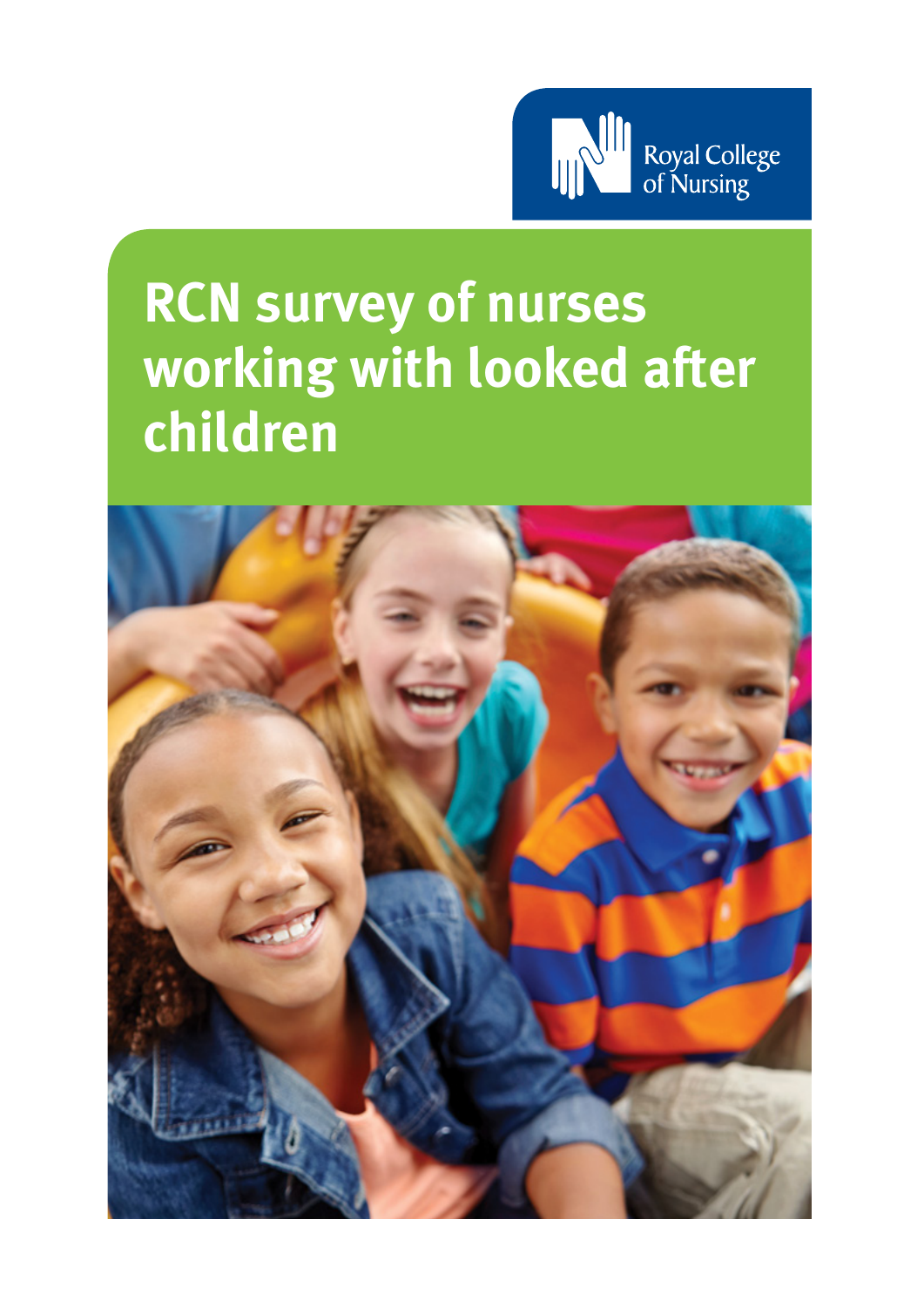Royal College of Nursing

# RCN survey of nurses working with looked after children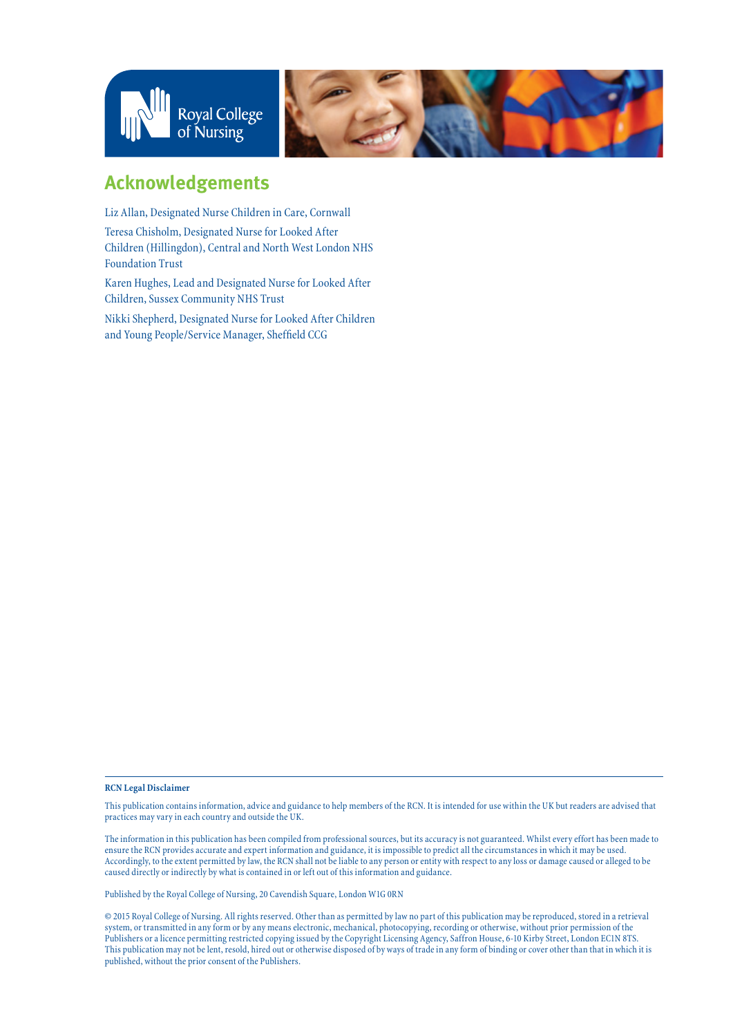## Acknowledgements

Liz Allan, Designated Nurse Children in Care, Cornwall

Teresa Chisholm, Designated Nurse for Looked After Children (Hillingdon), Central and North West London NHS Foundation Trust

Karen Hughes, Lead and Designated Nurse for Looked After Children, Sussex Community NHS Trust

Nikki Shepherd, Designated Nurse for Looked After Children and Young People/Service Manager, Sheffield CCG

**RCN Legal Disclaimer**

This publication contains information, advice and guidance to help members of the RCN. It is intended for use within the UK but readers are advised that practices may vary in each country and outside the UK.

The information in this publication has been compiled from professional sources, but its accuracy is not guaranteed. Whilst every effort has been made to ensure the RCN provides accurate and expert information and guidance, it is impossible to predict all the circumstances in which it may be used. Accordingly, to the extent permitted by law, the RCN shall not be liable to any person or entity with respect to any loss or damage caused or alleged to be caused directly or indirectly by what is contained in or left out of this information and guidance.

Published by the Royal College of Nursing, 20 Cavendish Square, London W1G 0RN

© 2015 Royal College of Nursing. All rights reserved. Other than as permitted by law no part of this publication may be reproduced, stored in a retrieval system, or transmitted in any form or by any means electronic, mechanical, photocopying, recording or otherwise, without prior permission of the Publishers or a licence permitting restricted copying issued by the Copyright Licensing Agency, Saffron House, 6-10 Kirby Street, London EC1N 8TS. This publication may not be lent, resold, hired out or otherwise disposed of by ways of trade in any form of binding or cover other than that in which it is published, without the prior consent of the Publishers.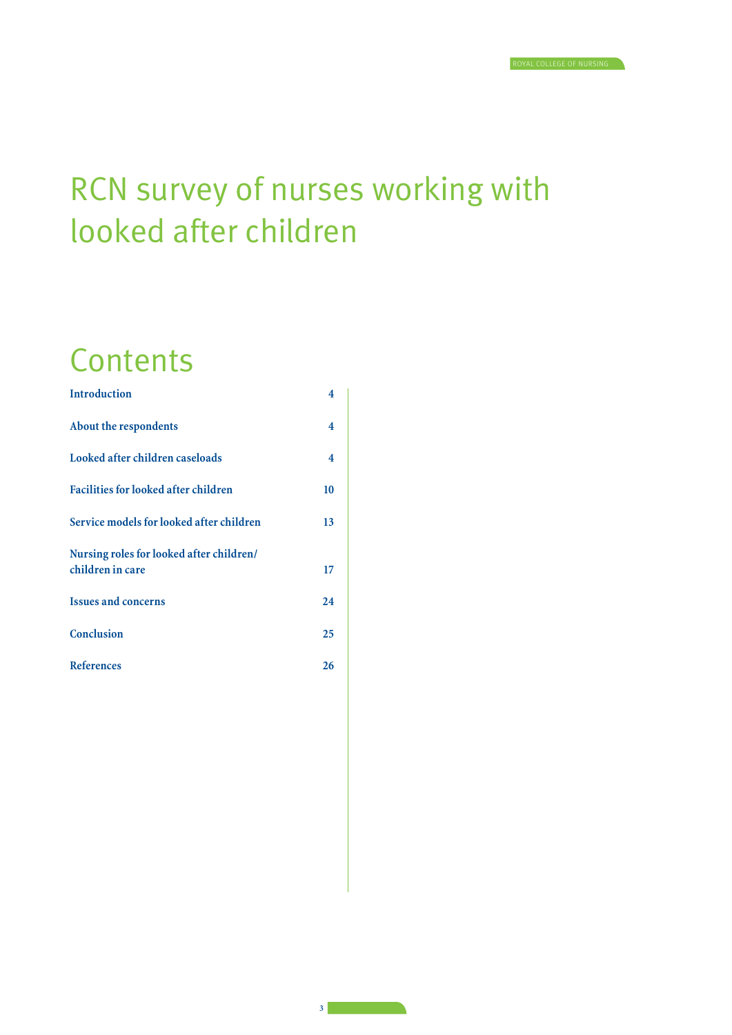# RCN survey of nurses working with looked after children

## Contents

| | |
|---|---|
| Introduction | 4 |
| About the respondents | 4 |
| Looked after children caseloads | 4 |
| Facilities for looked after children | 10 |
| Service models for looked after children | 13 |
| Nursing roles for looked after children/ children in care | 17 |
| Issues and concerns | 24 |
| Conclusion | 25 |
| References | 26 |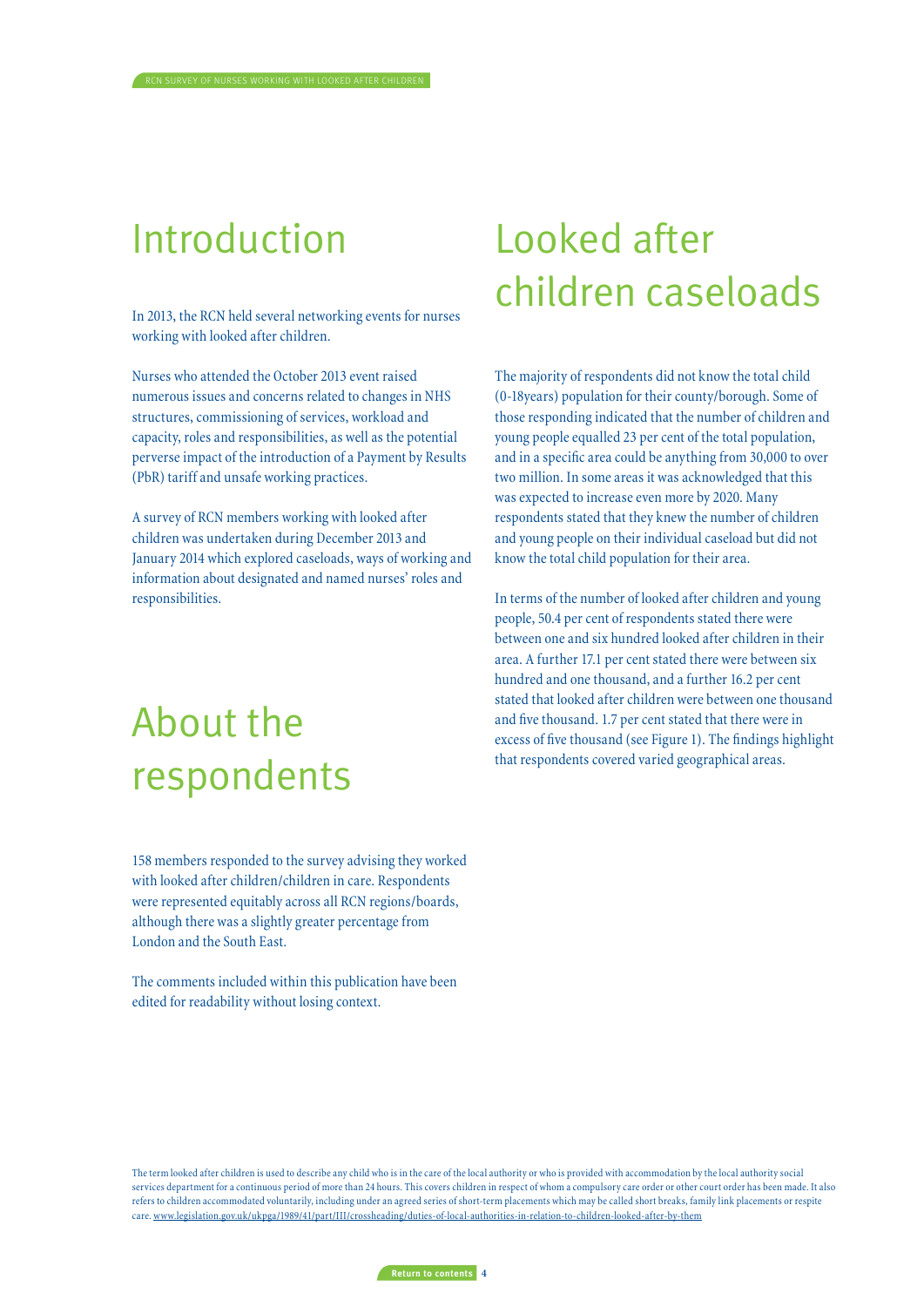# Introduction

In 2013, the RCN held several networking events for nurses working with looked after children.

Nurses who attended the October 2013 event raised numerous issues and concerns related to changes in NHS structures, commissioning of services, workload and capacity, roles and responsibilities, as well as the potential perverse impact of the introduction of a Payment by Results (PbR) tariff and unsafe working practices.

A survey of RCN members working with looked after children was undertaken during December 2013 and January 2014 which explored caseloads, ways of working and information about designated and named nurses' roles and responsibilities.

# About the respondents

158 members responded to the survey advising they worked with looked after children/children in care. Respondents were represented equitably across all RCN regions/boards, although there was a slightly greater percentage from London and the South East.

The comments included within this publication have been edited for readability without losing context.

# Looked after children caseloads

The majority of respondents did not know the total child (0-18years) population for their county/borough. Some of those responding indicated that the number of children and young people equalled 23 per cent of the total population, and in a specific area could be anything from 30,000 to over two million. In some areas it was acknowledged that this was expected to increase even more by 2020. Many respondents stated that they knew the number of children and young people on their individual caseload but did not know the total child population for their area.

In terms of the number of looked after children and young people, 50.4 per cent of respondents stated there were between one and six hundred looked after children in their area. A further 17.1 per cent stated there were between six hundred and one thousand, and a further 16.2 per cent stated that looked after children were between one thousand and five thousand. 1.7 per cent stated that there were in excess of five thousand (see Figure 1). The findings highlight that respondents covered varied geographical areas.

The term looked after children is used to describe any child who is in the care of the local authority or who is provided with accommodation by the local authority social services department for a continuous period of more than 24 hours. This covers children in respect of whom a compulsory care order or other court order has been made. It also refers to children accommodated voluntarily, including under an agreed series of short-term placements which may be called short breaks, family link placements or respite care. www.legislation.gov.uk/ukpga/1989/41/part/III/crossheading/duties-of-local-authorities-in-relation-to-children-looked-after-by-them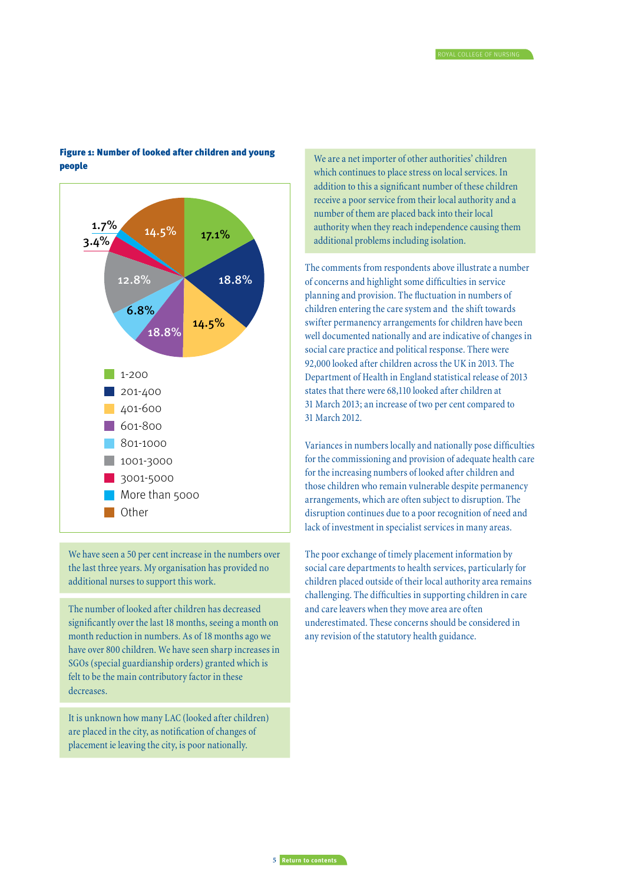**Figure 1: Number of looked after children and young people**

| Number of looked after children | Percentage |
| --- | --- |
| 1-200 | 17.1% |
| 201-400 | 18.8% |
| 401-600 | 14.5% |
| 601-800 | 18.8% |
| 801-1000 | 6.8% |
| 1001-3000 | 12.8% |
| 3001-5000 | 3.4% |
| More than 5000 | 1.7% |
| Other | 14.5% |

> We have seen a 50 per cent increase in the numbers over the last three years. My organisation has provided no additional nurses to support this work.

> The number of looked after children has decreased significantly over the last 18 months, seeing a month on month reduction in numbers. As of 18 months ago we have over 800 children. We have seen sharp increases in SGOs (special guardianship orders) granted which is felt to be the main contributory factor in these decreases.

> It is unknown how many LAC (looked after children) are placed in the city, as notification of changes of placement ie leaving the city, is poor nationally.

> We are a net importer of other authorities' children which continues to place stress on local services. In addition to this a significant number of these children receive a poor service from their local authority and a number of them are placed back into their local authority when they reach independence causing them additional problems including isolation.

The comments from respondents above illustrate a number of concerns and highlight some difficulties in service planning and provision. The fluctuation in numbers of children entering the care system and the shift towards swifter permanency arrangements for children have been well documented nationally and are indicative of changes in social care practice and political response. There were 92,000 looked after children across the UK in 2013. The Department of Health in England statistical release of 2013 states that there were 68,110 looked after children at 31 March 2013; an increase of two per cent compared to 31 March 2012.

Variances in numbers locally and nationally pose difficulties for the commissioning and provision of adequate health care for the increasing numbers of looked after children and those children who remain vulnerable despite permanency arrangements, which are often subject to disruption. The disruption continues due to a poor recognition of need and lack of investment in specialist services in many areas.

The poor exchange of timely placement information by social care departments to health services, particularly for children placed outside of their local authority area remains challenging. The difficulties in supporting children in care and care leavers when they move area are often underestimated. These concerns should be considered in any revision of the statutory health guidance.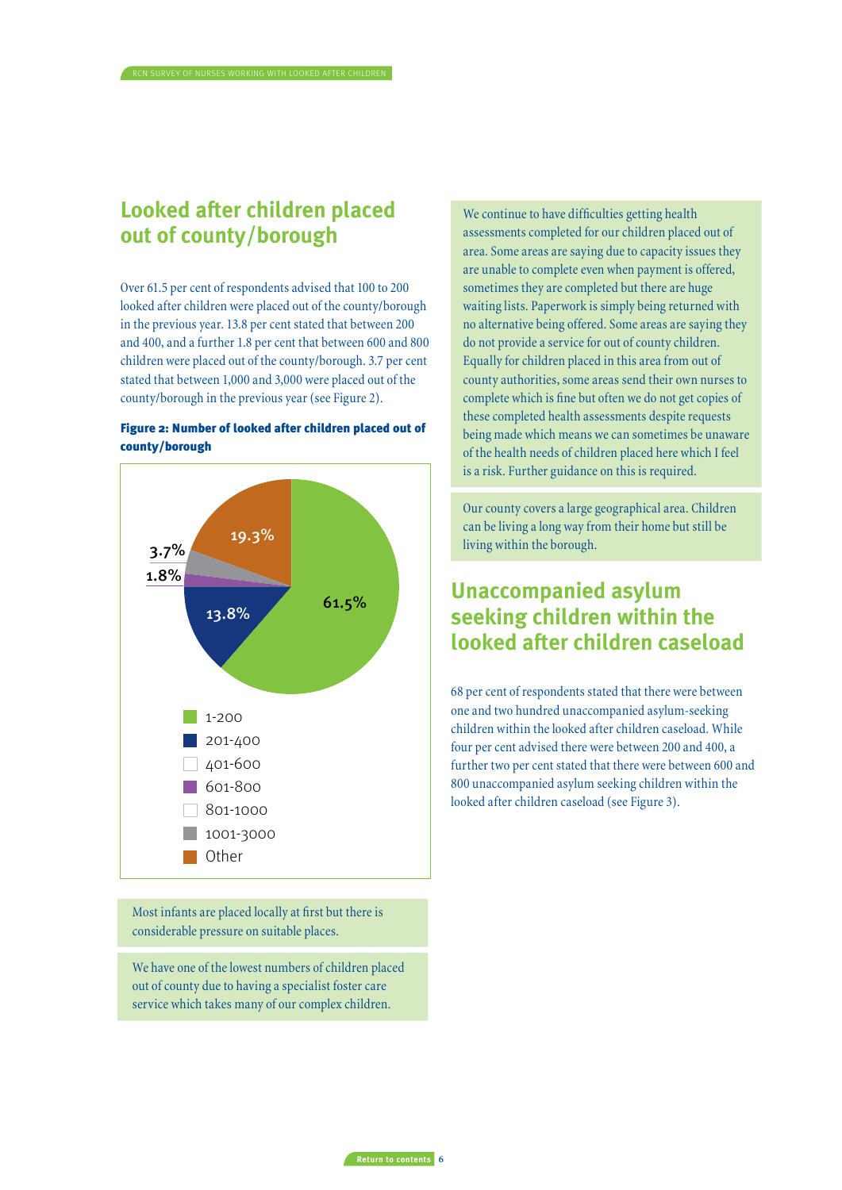## Looked after children placed out of county/borough

Over 61.5 per cent of respondents advised that 100 to 200 looked after children were placed out of the county/borough in the previous year. 13.8 per cent stated that between 200 and 400, and a further 1.8 per cent that between 600 and 800 children were placed out of the county/borough. 3.7 per cent stated that between 1,000 and 3,000 were placed out of the county/borough in the previous year (see Figure 2).

**Figure 2: Number of looked after children placed out of county/borough**

| Number of children | Percentage |
|---|---|
| 1-200 | 61.5% |
| 201-400 | 13.8% |
| 401-600 | |
| 601-800 | 1.8% |
| 801-1000 | |
| 1001-3000 | 3.7% |
| Other | 19.3% |

> Most infants are placed locally at first but there is considerable pressure on suitable places.

> We have one of the lowest numbers of children placed out of county due to having a specialist foster care service which takes many of our complex children.

> We continue to have difficulties getting health assessments completed for our children placed out of area. Some areas are saying due to capacity issues they are unable to complete even when payment is offered, sometimes they are completed but there are huge waiting lists. Paperwork is simply being returned with no alternative being offered. Some areas are saying they do not provide a service for out of county children. Equally for children placed in this area from out of county authorities, some areas send their own nurses to complete which is fine but often we do not get copies of these completed health assessments despite requests being made which means we can sometimes be unaware of the health needs of children placed here which I feel is a risk. Further guidance on this is required.

> Our county covers a large geographical area. Children can be living a long way from their home but still be living within the borough.

## Unaccompanied asylum seeking children within the looked after children caseload

68 per cent of respondents stated that there were between one and two hundred unaccompanied asylum-seeking children within the looked after children caseload. While four per cent advised there were between 200 and 400, a further two per cent stated that there were between 600 and 800 unaccompanied asylum seeking children within the looked after children caseload (see Figure 3).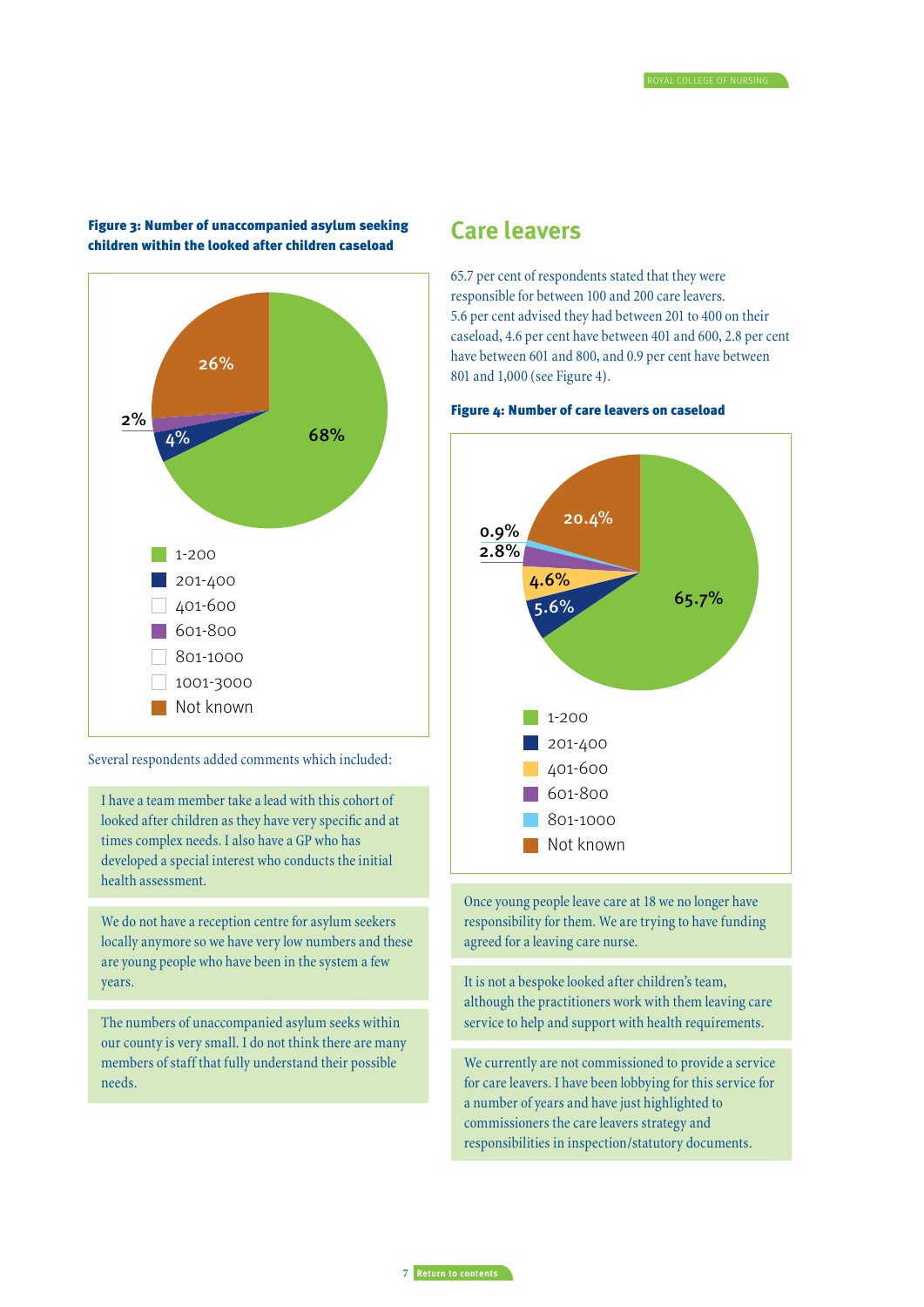**Figure 3: Number of unaccompanied asylum seeking children within the looked after children caseload**

| Category | Percentage |
| --- | --- |
| 1-200 | 68% |
| 201-400 | 4% |
| 401-600 | |
| 601-800 | 2% |
| 801-1000 | |
| 1001-3000 | |
| Not known | 26% |

Several respondents added comments which included:

> I have a team member take a lead with this cohort of looked after children as they have very specific and at times complex needs. I also have a GP who has developed a special interest who conducts the initial health assessment.

> We do not have a reception centre for asylum seekers locally anymore so we have very low numbers and these are young people who have been in the system a few years.

> The numbers of unaccompanied asylum seeks within our county is very small. I do not think there are many members of staff that fully understand their possible needs.

## Care leavers

65.7 per cent of respondents stated that they were responsible for between 100 and 200 care leavers. 5.6 per cent advised they had between 201 to 400 on their caseload, 4.6 per cent have between 401 and 600, 2.8 per cent have between 601 and 800, and 0.9 per cent have between 801 and 1,000 (see Figure 4).

**Figure 4: Number of care leavers on caseload**

| Category | Percentage |
| --- | --- |
| 1-200 | 65.7% |
| 201-400 | 5.6% |
| 401-600 | 4.6% |
| 601-800 | 2.8% |
| 801-1000 | 0.9% |
| Not known | 20.4% |

> Once young people leave care at 18 we no longer have responsibility for them. We are trying to have funding agreed for a leaving care nurse.

> It is not a bespoke looked after children's team, although the practitioners work with them leaving care service to help and support with health requirements.

> We currently are not commissioned to provide a service for care leavers. I have been lobbying for this service for a number of years and have just highlighted to commissioners the care leavers strategy and responsibilities in inspection/statutory documents.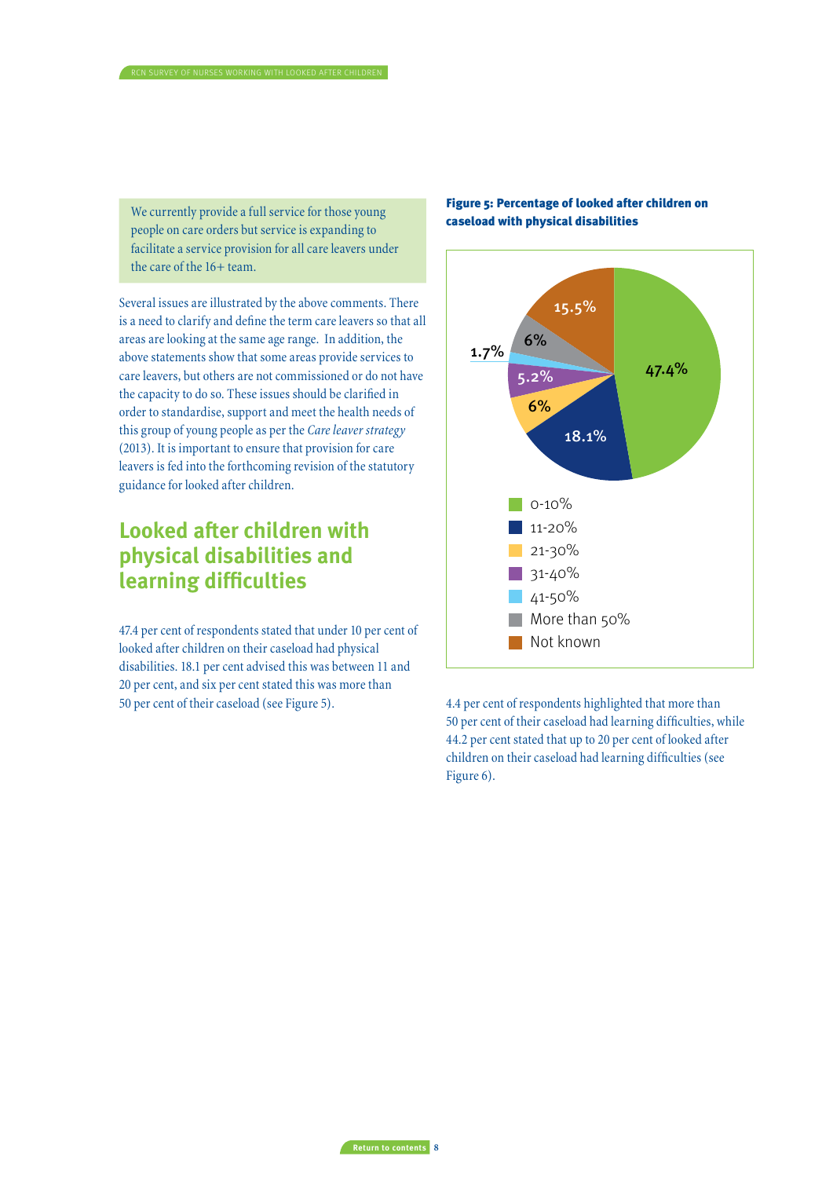> We currently provide a full service for those young people on care orders but service is expanding to facilitate a service provision for all care leavers under the care of the 16+ team.

Several issues are illustrated by the above comments. There is a need to clarify and define the term care leavers so that all areas are looking at the same age range. In addition, the above statements show that some areas provide services to care leavers, but others are not commissioned or do not have the capacity to do so. These issues should be clarified in order to standardise, support and meet the health needs of this group of young people as per the *Care leaver strategy* (2013). It is important to ensure that provision for care leavers is fed into the forthcoming revision of the statutory guidance for looked after children.

## Looked after children with physical disabilities and learning difficulties

47.4 per cent of respondents stated that under 10 per cent of looked after children on their caseload had physical disabilities. 18.1 per cent advised this was between 11 and 20 per cent, and six per cent stated this was more than 50 per cent of their caseload (see Figure 5).

**Figure 5: Percentage of looked after children on caseload with physical disabilities**

| Category | Percentage |
|---|---|
| 0-10% | 47.4% |
| 11-20% | 18.1% |
| 21-30% | 6% |
| 31-40% | 5.2% |
| 41-50% | 1.7% |
| More than 50% | 6% |
| Not known | 15.5% |

4.4 per cent of respondents highlighted that more than 50 per cent of their caseload had learning difficulties, while 44.2 per cent stated that up to 20 per cent of looked after children on their caseload had learning difficulties (see Figure 6).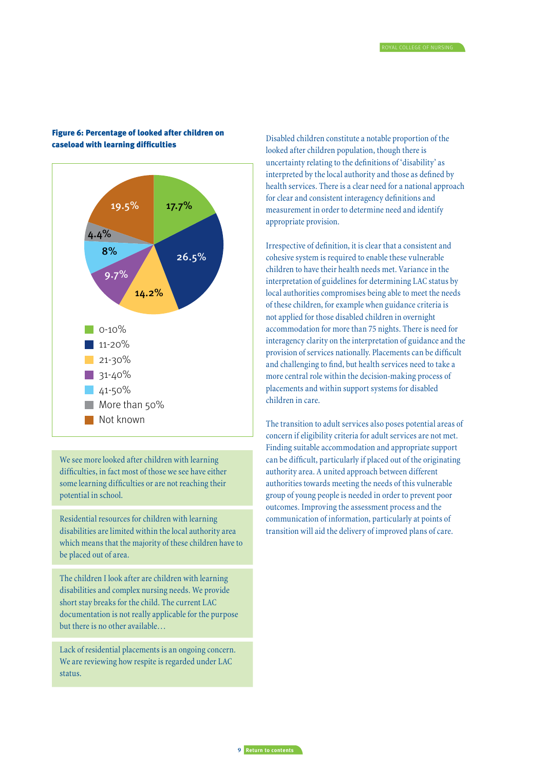**Figure 6: Percentage of looked after children on caseload with learning difficulties**

| Percentage on caseload | % |
|---|---|
| 0-10% | 17.7% |
| 11-20% | 26.5% |
| 21-30% | 14.2% |
| 31-40% | 9.7% |
| 41-50% | 8% |
| More than 50% | 4.4% |
| Not known | 19.5% |

> We see more looked after children with learning difficulties, in fact most of those we see have either some learning difficulties or are not reaching their potential in school.

> Residential resources for children with learning disabilities are limited within the local authority area which means that the majority of these children have to be placed out of area.

> The children I look after are children with learning disabilities and complex nursing needs. We provide short stay breaks for the child. The current LAC documentation is not really applicable for the purpose but there is no other available…

> Lack of residential placements is an ongoing concern. We are reviewing how respite is regarded under LAC status.

Disabled children constitute a notable proportion of the looked after children population, though there is uncertainty relating to the definitions of 'disability' as interpreted by the local authority and those as defined by health services. There is a clear need for a national approach for clear and consistent interagency definitions and measurement in order to determine need and identify appropriate provision.

Irrespective of definition, it is clear that a consistent and cohesive system is required to enable these vulnerable children to have their health needs met. Variance in the interpretation of guidelines for determining LAC status by local authorities compromises being able to meet the needs of these children, for example when guidance criteria is not applied for those disabled children in overnight accommodation for more than 75 nights. There is need for interagency clarity on the interpretation of guidance and the provision of services nationally. Placements can be difficult and challenging to find, but health services need to take a more central role within the decision-making process of placements and within support systems for disabled children in care.

The transition to adult services also poses potential areas of concern if eligibility criteria for adult services are not met. Finding suitable accommodation and appropriate support can be difficult, particularly if placed out of the originating authority area. A united approach between different authorities towards meeting the needs of this vulnerable group of young people is needed in order to prevent poor outcomes. Improving the assessment process and the communication of information, particularly at points of transition will aid the delivery of improved plans of care.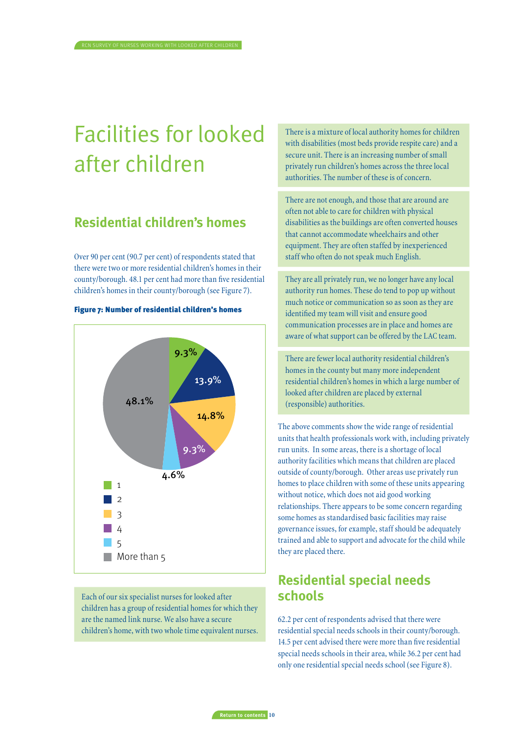# Facilities for looked after children

## Residential children's homes

Over 90 per cent (90.7 per cent) of respondents stated that there were two or more residential children's homes in their county/borough. 48.1 per cent had more than five residential children's homes in their county/borough (see Figure 7).

**Figure 7: Number of residential children's homes**

| Number of homes | Per cent |
|---|---|
| 1 | 9.3% |
| 2 | 13.9% |
| 3 | 14.8% |
| 4 | 9.3% |
| 5 | 4.6% |
| More than 5 | 48.1% |

Each of our six specialist nurses for looked after children has a group of residential homes for which they are the named link nurse. We also have a secure children's home, with two whole time equivalent nurses.

There is a mixture of local authority homes for children with disabilities (most beds provide respite care) and a secure unit. There is an increasing number of small privately run children's homes across the three local authorities. The number of these is of concern.

There are not enough, and those that are around are often not able to care for children with physical disabilities as the buildings are often converted houses that cannot accommodate wheelchairs and other equipment. They are often staffed by inexperienced staff who often do not speak much English.

They are all privately run, we no longer have any local authority run homes. These do tend to pop up without much notice or communication so as soon as they are identified my team will visit and ensure good communication processes are in place and homes are aware of what support can be offered by the LAC team.

There are fewer local authority residential children's homes in the county but many more independent residential children's homes in which a large number of looked after children are placed by external (responsible) authorities.

The above comments show the wide range of residential units that health professionals work with, including privately run units. In some areas, there is a shortage of local authority facilities which means that children are placed outside of county/borough. Other areas use privately run homes to place children with some of these units appearing without notice, which does not aid good working relationships. There appears to be some concern regarding some homes as standardised basic facilities may raise governance issues, for example, staff should be adequately trained and able to support and advocate for the child while they are placed there.

## Residential special needs schools

62.2 per cent of respondents advised that there were residential special needs schools in their county/borough. 14.5 per cent advised there were more than five residential special needs schools in their area, while 36.2 per cent had only one residential special needs school (see Figure 8).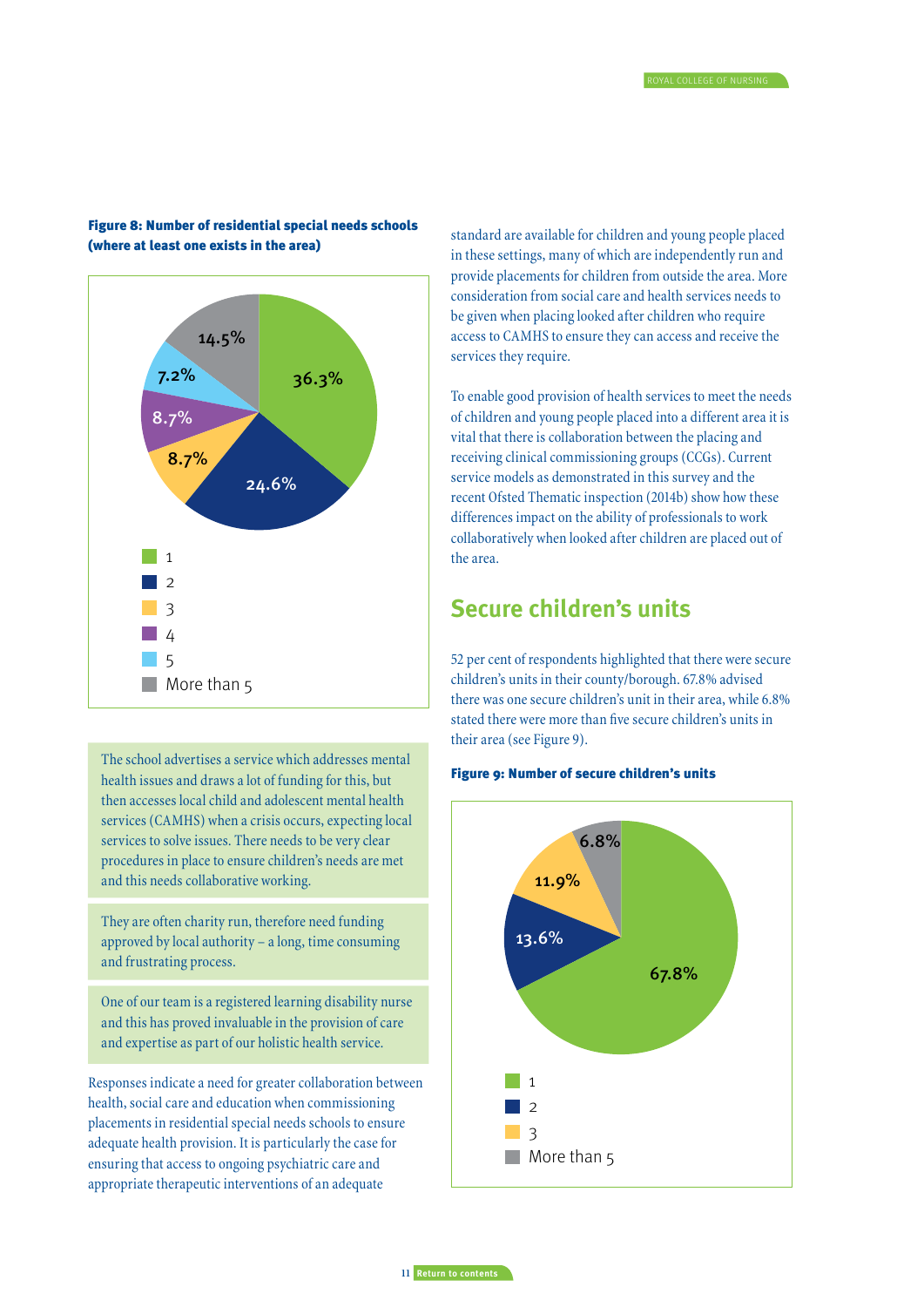**Figure 8: Number of residential special needs schools (where at least one exists in the area)**

| Number | Percentage |
|---|---|
| 1 | 36.3% |
| 2 | 24.6% |
| 3 | 8.7% |
| 4 | 8.7% |
| 5 | 7.2% |
| More than 5 | 14.5% |

> The school advertises a service which addresses mental health issues and draws a lot of funding for this, but then accesses local child and adolescent mental health services (CAMHS) when a crisis occurs, expecting local services to solve issues. There needs to be very clear procedures in place to ensure children's needs are met and this needs collaborative working.

> They are often charity run, therefore need funding approved by local authority – a long, time consuming and frustrating process.

> One of our team is a registered learning disability nurse and this has proved invaluable in the provision of care and expertise as part of our holistic health service.

Responses indicate a need for greater collaboration between health, social care and education when commissioning placements in residential special needs schools to ensure adequate health provision. It is particularly the case for ensuring that access to ongoing psychiatric care and appropriate therapeutic interventions of an adequate standard are available for children and young people placed in these settings, many of which are independently run and provide placements for children from outside the area. More consideration from social care and health services needs to be given when placing looked after children who require access to CAMHS to ensure they can access and receive the services they require.

To enable good provision of health services to meet the needs of children and young people placed into a different area it is vital that there is collaboration between the placing and receiving clinical commissioning groups (CCGs). Current service models as demonstrated in this survey and the recent Ofsted Thematic inspection (2014b) show how these differences impact on the ability of professionals to work collaboratively when looked after children are placed out of the area.

## Secure children's units

52 per cent of respondents highlighted that there were secure children's units in their county/borough. 67.8% advised there was one secure children's unit in their area, while 6.8% stated there were more than five secure children's units in their area (see Figure 9).

**Figure 9: Number of secure children's units**

| Number | Percentage |
|---|---|
| 1 | 67.8% |
| 2 | 13.6% |
| 3 | 11.9% |
| More than 5 | 6.8% |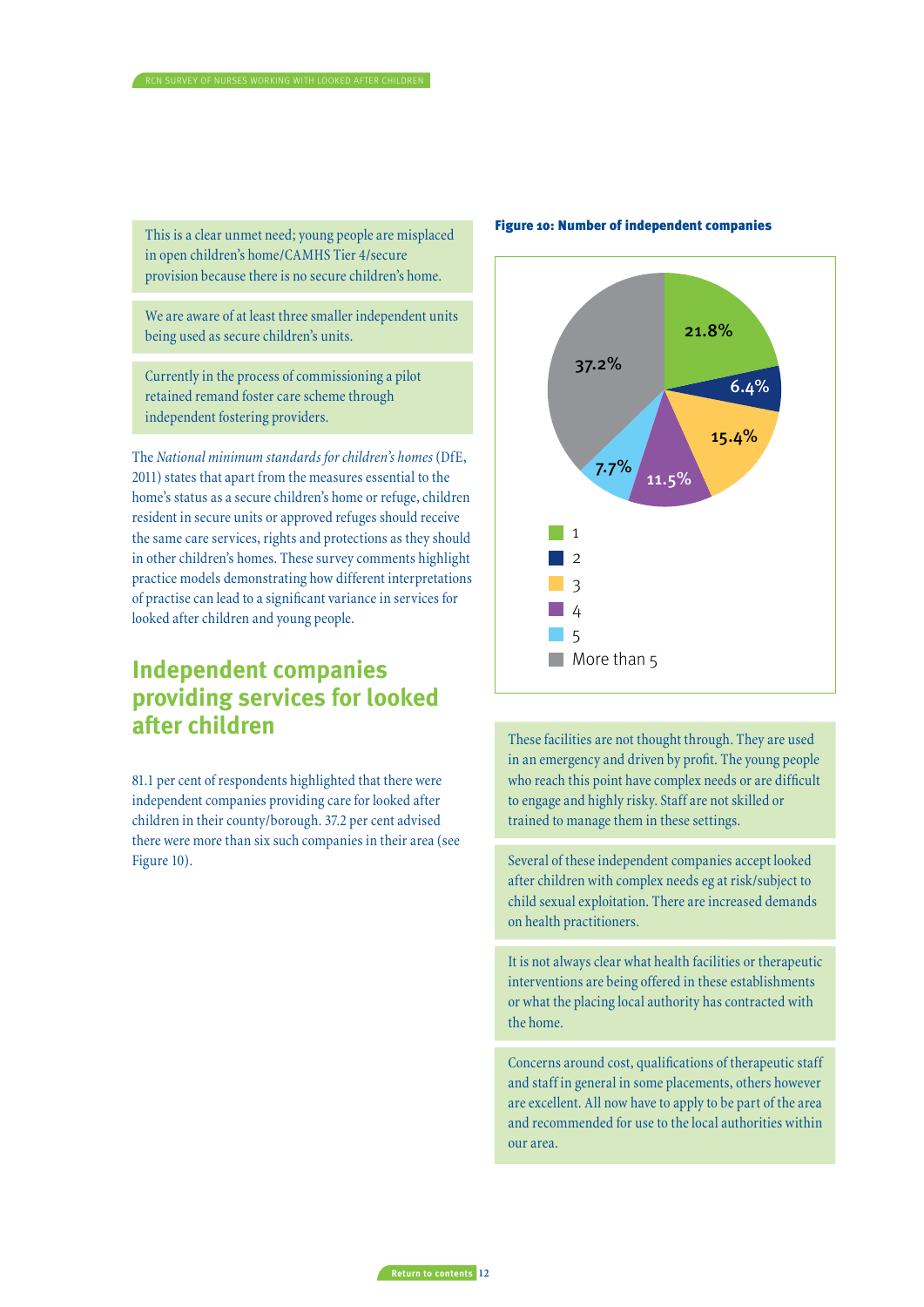This is a clear unmet need; young people are misplaced in open children's home/CAMHS Tier 4/secure provision because there is no secure children's home.

We are aware of at least three smaller independent units being used as secure children's units.

Currently in the process of commissioning a pilot retained remand foster care scheme through independent fostering providers.

The *National minimum standards for children's homes* (DfE, 2011) states that apart from the measures essential to the home's status as a secure children's home or refuge, children resident in secure units or approved refuges should receive the same care services, rights and protections as they should in other children's homes. These survey comments highlight practice models demonstrating how different interpretations of practise can lead to a significant variance in services for looked after children and young people.

## Independent companies providing services for looked after children

81.1 per cent of respondents highlighted that there were independent companies providing care for looked after children in their county/borough. 37.2 per cent advised there were more than six such companies in their area (see Figure 10).

**Figure 10: Number of independent companies**

| Number of companies | Percentage |
|---|---|
| 1 | 21.8% |
| 2 | 6.4% |
| 3 | 15.4% |
| 4 | 11.5% |
| 5 | 7.7% |
| More than 5 | 37.2% |

These facilities are not thought through. They are used in an emergency and driven by profit. The young people who reach this point have complex needs or are difficult to engage and highly risky. Staff are not skilled or trained to manage them in these settings.

Several of these independent companies accept looked after children with complex needs eg at risk/subject to child sexual exploitation. There are increased demands on health practitioners.

It is not always clear what health facilities or therapeutic interventions are being offered in these establishments or what the placing local authority has contracted with the home.

Concerns around cost, qualifications of therapeutic staff and staff in general in some placements, others however are excellent. All now have to apply to be part of the area and recommended for use to the local authorities within our area.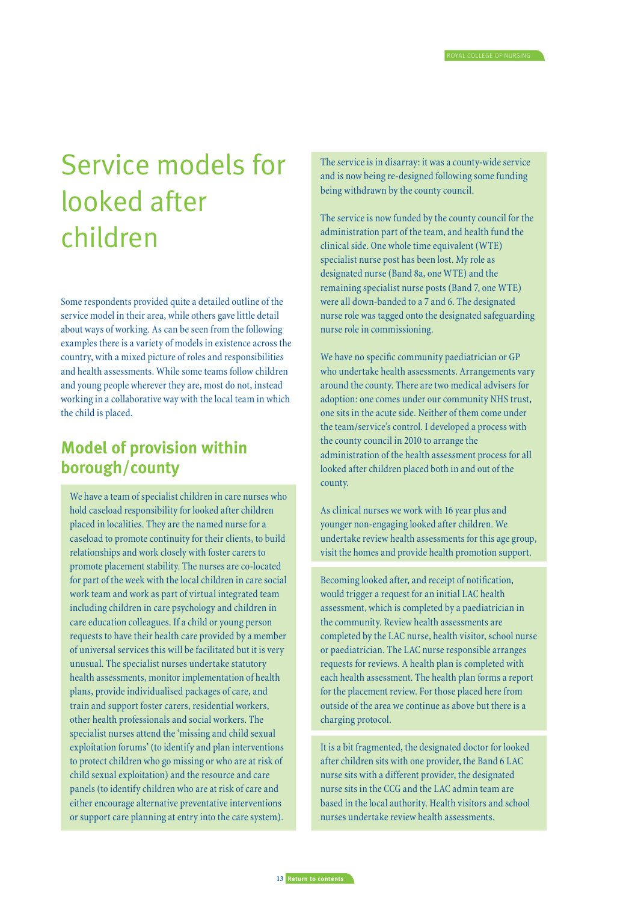# Service models for looked after children

Some respondents provided quite a detailed outline of the service model in their area, while others gave little detail about ways of working. As can be seen from the following examples there is a variety of models in existence across the country, with a mixed picture of roles and responsibilities and health assessments. While some teams follow children and young people wherever they are, most do not, instead working in a collaborative way with the local team in which the child is placed.

## Model of provision within borough/county

We have a team of specialist children in care nurses who hold caseload responsibility for looked after children placed in localities. They are the named nurse for a caseload to promote continuity for their clients, to build relationships and work closely with foster carers to promote placement stability. The nurses are co-located for part of the week with the local children in care social work team and work as part of virtual integrated team including children in care psychology and children in care education colleagues. If a child or young person requests to have their health care provided by a member of universal services this will be facilitated but it is very unusual. The specialist nurses undertake statutory health assessments, monitor implementation of health plans, provide individualised packages of care, and train and support foster carers, residential workers, other health professionals and social workers. The specialist nurses attend the 'missing and child sexual exploitation forums' (to identify and plan interventions to protect children who go missing or who are at risk of child sexual exploitation) and the resource and care panels (to identify children who are at risk of care and either encourage alternative preventative interventions or support care planning at entry into the care system).

The service is in disarray: it was a county-wide service and is now being re-designed following some funding being withdrawn by the county council.

The service is now funded by the county council for the administration part of the team, and health fund the clinical side. One whole time equivalent (WTE) specialist nurse post has been lost. My role as designated nurse (Band 8a, one WTE) and the remaining specialist nurse posts (Band 7, one WTE) were all down-banded to a 7 and 6. The designated nurse role was tagged onto the designated safeguarding nurse role in commissioning.

We have no specific community paediatrician or GP who undertake health assessments. Arrangements vary around the county. There are two medical advisers for adoption: one comes under our community NHS trust, one sits in the acute side. Neither of them come under the team/service's control. I developed a process with the county council in 2010 to arrange the administration of the health assessment process for all looked after children placed both in and out of the county.

As clinical nurses we work with 16 year plus and younger non-engaging looked after children. We undertake review health assessments for this age group, visit the homes and provide health promotion support.

Becoming looked after, and receipt of notification, would trigger a request for an initial LAC health assessment, which is completed by a paediatrician in the community. Review health assessments are completed by the LAC nurse, health visitor, school nurse or paediatrician. The LAC nurse responsible arranges requests for reviews. A health plan is completed with each health assessment. The health plan forms a report for the placement review. For those placed here from outside of the area we continue as above but there is a charging protocol.

It is a bit fragmented, the designated doctor for looked after children sits with one provider, the Band 6 LAC nurse sits with a different provider, the designated nurse sits in the CCG and the LAC admin team are based in the local authority. Health visitors and school nurses undertake review health assessments.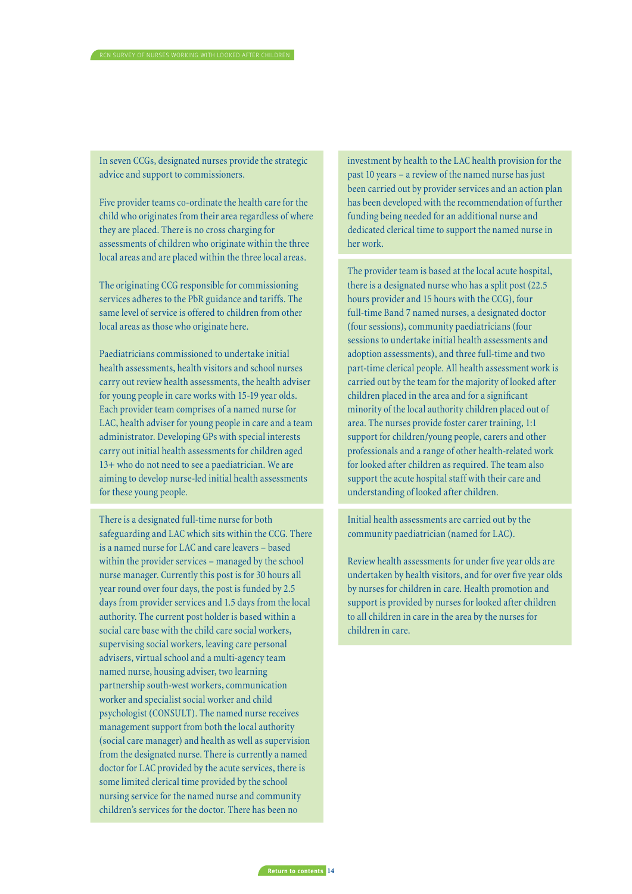In seven CCGs, designated nurses provide the strategic advice and support to commissioners.

Five provider teams co-ordinate the health care for the child who originates from their area regardless of where they are placed. There is no cross charging for assessments of children who originate within the three local areas and are placed within the three local areas.

The originating CCG responsible for commissioning services adheres to the PbR guidance and tariffs. The same level of service is offered to children from other local areas as those who originate here.

Paediatricians commissioned to undertake initial health assessments, health visitors and school nurses carry out review health assessments, the health adviser for young people in care works with 15-19 year olds. Each provider team comprises of a named nurse for LAC, health adviser for young people in care and a team administrator. Developing GPs with special interests carry out initial health assessments for children aged 13+ who do not need to see a paediatrician. We are aiming to develop nurse-led initial health assessments for these young people.

There is a designated full-time nurse for both safeguarding and LAC which sits within the CCG. There is a named nurse for LAC and care leavers – based within the provider services – managed by the school nurse manager. Currently this post is for 30 hours all year round over four days, the post is funded by 2.5 days from provider services and 1.5 days from the local authority. The current post holder is based within a social care base with the child care social workers, supervising social workers, leaving care personal advisers, virtual school and a multi-agency team named nurse, housing adviser, two learning partnership south-west workers, communication worker and specialist social worker and child psychologist (CONSULT). The named nurse receives management support from both the local authority (social care manager) and health as well as supervision from the designated nurse. There is currently a named doctor for LAC provided by the acute services, there is some limited clerical time provided by the school nursing service for the named nurse and community children's services for the doctor. There has been no investment by health to the LAC health provision for the past 10 years – a review of the named nurse has just been carried out by provider services and an action plan has been developed with the recommendation of further funding being needed for an additional nurse and dedicated clerical time to support the named nurse in her work.

The provider team is based at the local acute hospital, there is a designated nurse who has a split post (22.5 hours provider and 15 hours with the CCG), four full-time Band 7 named nurses, a designated doctor (four sessions), community paediatricians (four sessions to undertake initial health assessments and adoption assessments), and three full-time and two part-time clerical people. All health assessment work is carried out by the team for the majority of looked after children placed in the area and for a significant minority of the local authority children placed out of area. The nurses provide foster carer training, 1:1 support for children/young people, carers and other professionals and a range of other health-related work for looked after children as required. The team also support the acute hospital staff with their care and understanding of looked after children.

Initial health assessments are carried out by the community paediatrician (named for LAC).

Review health assessments for under five year olds are undertaken by health visitors, and for over five year olds by nurses for children in care. Health promotion and support is provided by nurses for looked after children to all children in care in the area by the nurses for children in care.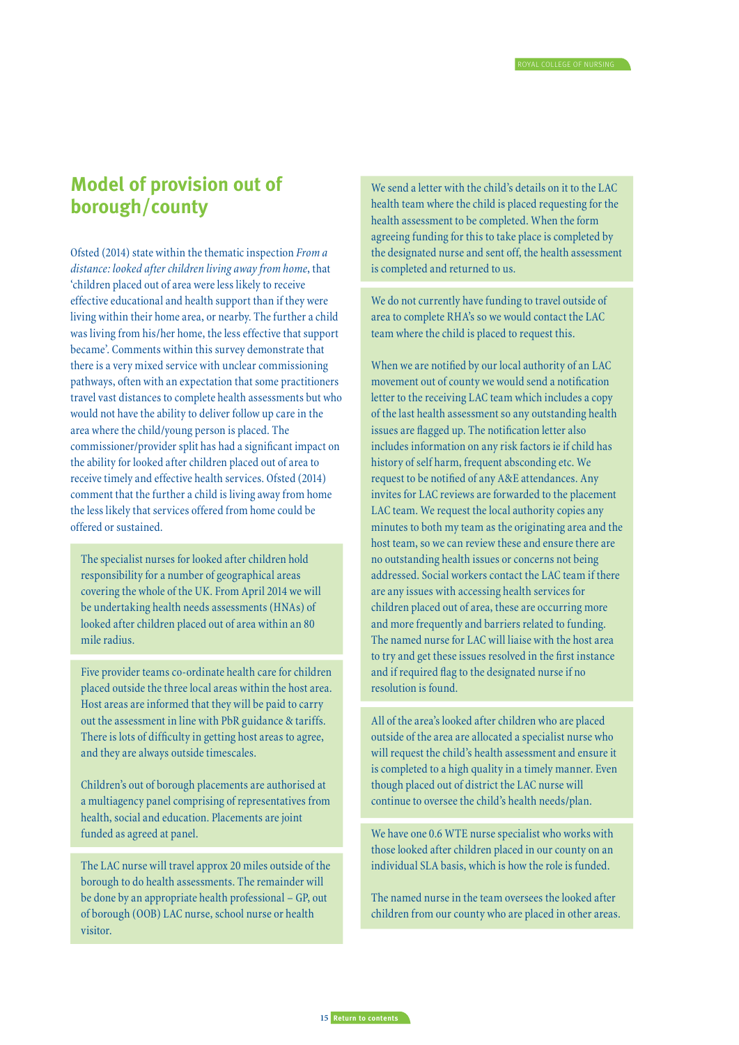## Model of provision out of borough/county

Ofsted (2014) state within the thematic inspection *From a distance: looked after children living away from home*, that 'children placed out of area were less likely to receive effective educational and health support than if they were living within their home area, or nearby. The further a child was living from his/her home, the less effective that support became'. Comments within this survey demonstrate that there is a very mixed service with unclear commissioning pathways, often with an expectation that some practitioners travel vast distances to complete health assessments but who would not have the ability to deliver follow up care in the area where the child/young person is placed. The commissioner/provider split has had a significant impact on the ability for looked after children placed out of area to receive timely and effective health services. Ofsted (2014) comment that the further a child is living away from home the less likely that services offered from home could be offered or sustained.

The specialist nurses for looked after children hold responsibility for a number of geographical areas covering the whole of the UK. From April 2014 we will be undertaking health needs assessments (HNAs) of looked after children placed out of area within an 80 mile radius.

Five provider teams co-ordinate health care for children placed outside the three local areas within the host area. Host areas are informed that they will be paid to carry out the assessment in line with PbR guidance & tariffs. There is lots of difficulty in getting host areas to agree, and they are always outside timescales.

Children's out of borough placements are authorised at a multiagency panel comprising of representatives from health, social and education. Placements are joint funded as agreed at panel.

The LAC nurse will travel approx 20 miles outside of the borough to do health assessments. The remainder will be done by an appropriate health professional – GP, out of borough (OOB) LAC nurse, school nurse or health visitor.

We send a letter with the child's details on it to the LAC health team where the child is placed requesting for the health assessment to be completed. When the form agreeing funding for this to take place is completed by the designated nurse and sent off, the health assessment is completed and returned to us.

We do not currently have funding to travel outside of area to complete RHA's so we would contact the LAC team where the child is placed to request this.

When we are notified by our local authority of an LAC movement out of county we would send a notification letter to the receiving LAC team which includes a copy of the last health assessment so any outstanding health issues are flagged up. The notification letter also includes information on any risk factors ie if child has history of self harm, frequent absconding etc. We request to be notified of any A&E attendances. Any invites for LAC reviews are forwarded to the placement LAC team. We request the local authority copies any minutes to both my team as the originating area and the host team, so we can review these and ensure there are no outstanding health issues or concerns not being addressed. Social workers contact the LAC team if there are any issues with accessing health services for children placed out of area, these are occurring more and more frequently and barriers related to funding. The named nurse for LAC will liaise with the host area to try and get these issues resolved in the first instance and if required flag to the designated nurse if no resolution is found.

All of the area's looked after children who are placed outside of the area are allocated a specialist nurse who will request the child's health assessment and ensure it is completed to a high quality in a timely manner. Even though placed out of district the LAC nurse will continue to oversee the child's health needs/plan.

We have one 0.6 WTE nurse specialist who works with those looked after children placed in our county on an individual SLA basis, which is how the role is funded.

The named nurse in the team oversees the looked after children from our county who are placed in other areas.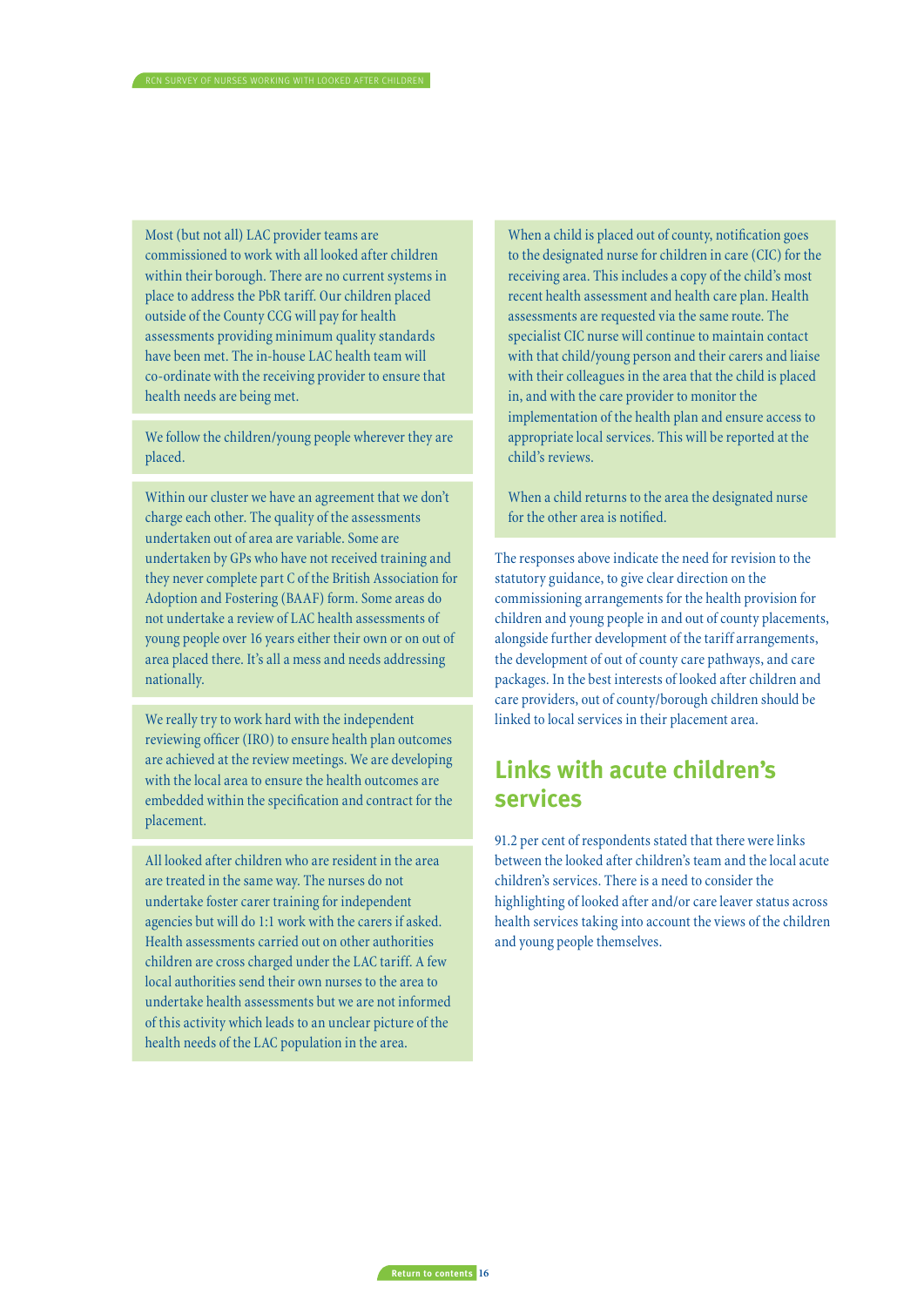Most (but not all) LAC provider teams are commissioned to work with all looked after children within their borough. There are no current systems in place to address the PbR tariff. Our children placed outside of the County CCG will pay for health assessments providing minimum quality standards have been met. The in-house LAC health team will co-ordinate with the receiving provider to ensure that health needs are being met.

We follow the children/young people wherever they are placed.

Within our cluster we have an agreement that we don't charge each other. The quality of the assessments undertaken out of area are variable. Some are undertaken by GPs who have not received training and they never complete part C of the British Association for Adoption and Fostering (BAAF) form. Some areas do not undertake a review of LAC health assessments of young people over 16 years either their own or on out of area placed there. It's all a mess and needs addressing nationally.

We really try to work hard with the independent reviewing officer (IRO) to ensure health plan outcomes are achieved at the review meetings. We are developing with the local area to ensure the health outcomes are embedded within the specification and contract for the placement.

All looked after children who are resident in the area are treated in the same way. The nurses do not undertake foster carer training for independent agencies but will do 1:1 work with the carers if asked. Health assessments carried out on other authorities children are cross charged under the LAC tariff. A few local authorities send their own nurses to the area to undertake health assessments but we are not informed of this activity which leads to an unclear picture of the health needs of the LAC population in the area.

When a child is placed out of county, notification goes to the designated nurse for children in care (CIC) for the receiving area. This includes a copy of the child's most recent health assessment and health care plan. Health assessments are requested via the same route. The specialist CIC nurse will continue to maintain contact with that child/young person and their carers and liaise with their colleagues in the area that the child is placed in, and with the care provider to monitor the implementation of the health plan and ensure access to appropriate local services. This will be reported at the child's reviews.

When a child returns to the area the designated nurse for the other area is notified.

The responses above indicate the need for revision to the statutory guidance, to give clear direction on the commissioning arrangements for the health provision for children and young people in and out of county placements, alongside further development of the tariff arrangements, the development of out of county care pathways, and care packages. In the best interests of looked after children and care providers, out of county/borough children should be linked to local services in their placement area.

## Links with acute children's services

91.2 per cent of respondents stated that there were links between the looked after children's team and the local acute children's services. There is a need to consider the highlighting of looked after and/or care leaver status across health services taking into account the views of the children and young people themselves.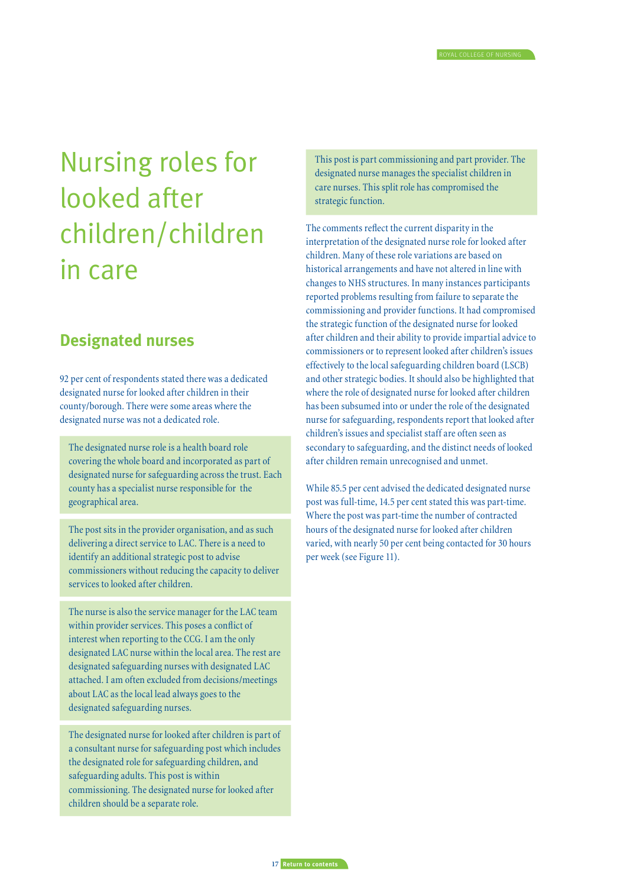# Nursing roles for looked after children/children in care

## Designated nurses

92 per cent of respondents stated there was a dedicated designated nurse for looked after children in their county/borough. There were some areas where the designated nurse was not a dedicated role.

> The designated nurse role is a health board role covering the whole board and incorporated as part of designated nurse for safeguarding across the trust. Each county has a specialist nurse responsible for the geographical area.

> The post sits in the provider organisation, and as such delivering a direct service to LAC. There is a need to identify an additional strategic post to advise commissioners without reducing the capacity to deliver services to looked after children.

> The nurse is also the service manager for the LAC team within provider services. This poses a conflict of interest when reporting to the CCG. I am the only designated LAC nurse within the local area. The rest are designated safeguarding nurses with designated LAC attached. I am often excluded from decisions/meetings about LAC as the local lead always goes to the designated safeguarding nurses.

> The designated nurse for looked after children is part of a consultant nurse for safeguarding post which includes the designated role for safeguarding children, and safeguarding adults. This post is within commissioning. The designated nurse for looked after children should be a separate role.

> This post is part commissioning and part provider. The designated nurse manages the specialist children in care nurses. This split role has compromised the strategic function.

The comments reflect the current disparity in the interpretation of the designated nurse role for looked after children. Many of these role variations are based on historical arrangements and have not altered in line with changes to NHS structures. In many instances participants reported problems resulting from failure to separate the commissioning and provider functions. It had compromised the strategic function of the designated nurse for looked after children and their ability to provide impartial advice to commissioners or to represent looked after children's issues effectively to the local safeguarding children board (LSCB) and other strategic bodies. It should also be highlighted that where the role of designated nurse for looked after children has been subsumed into or under the role of the designated nurse for safeguarding, respondents report that looked after children's issues and specialist staff are often seen as secondary to safeguarding, and the distinct needs of looked after children remain unrecognised and unmet.

While 85.5 per cent advised the dedicated designated nurse post was full-time, 14.5 per cent stated this was part-time. Where the post was part-time the number of contracted hours of the designated nurse for looked after children varied, with nearly 50 per cent being contacted for 30 hours per week (see Figure 11).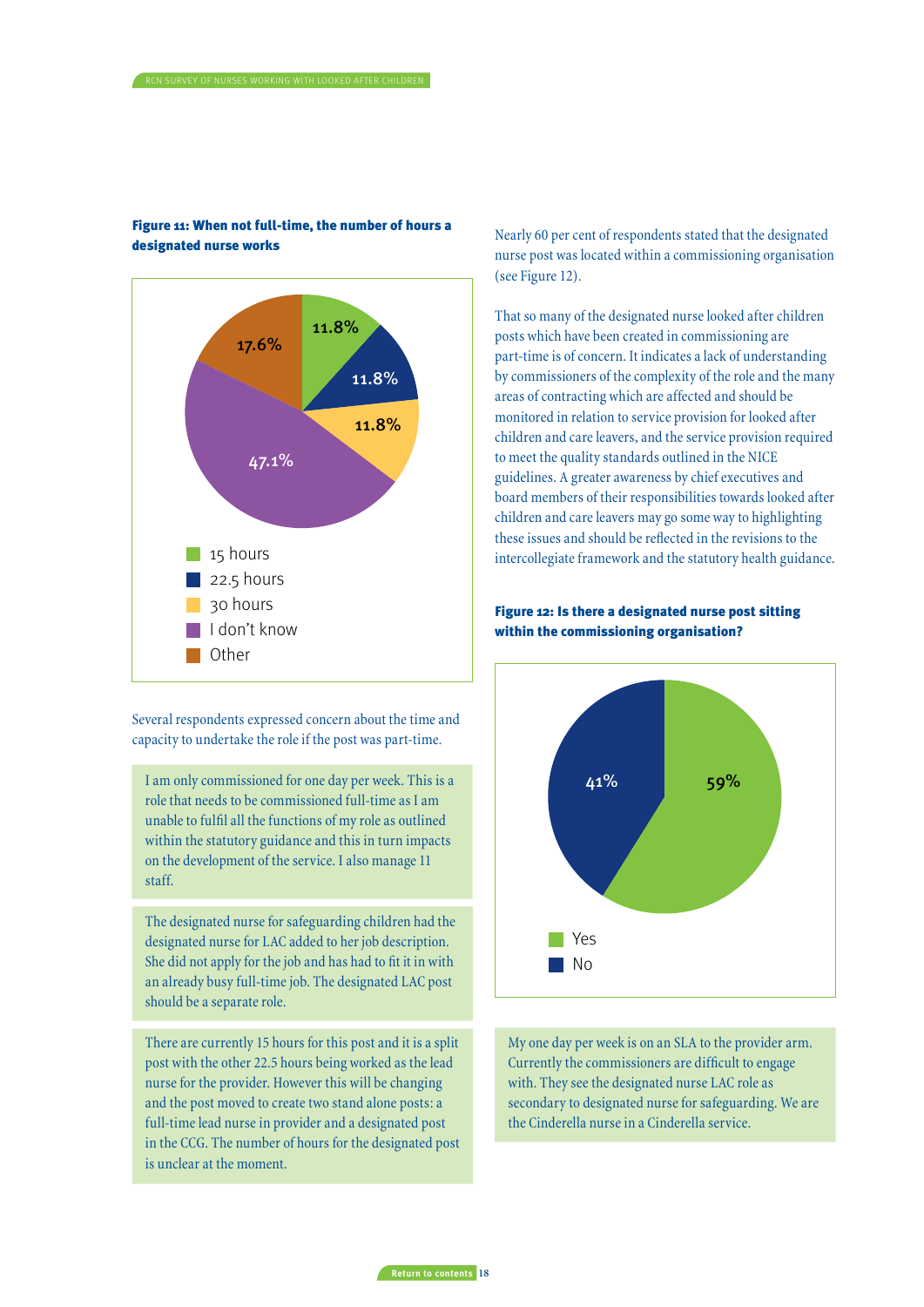**Figure 11: When not full-time, the number of hours a designated nurse works**

| Hours | Percentage |
|---|---|
| 15 hours | 11.8% |
| 22.5 hours | 11.8% |
| 30 hours | 11.8% |
| I don't know | 47.1% |
| Other | 17.6% |

Several respondents expressed concern about the time and capacity to undertake the role if the post was part-time.

> I am only commissioned for one day per week. This is a role that needs to be commissioned full-time as I am unable to fulfil all the functions of my role as outlined within the statutory guidance and this in turn impacts on the development of the service. I also manage 11 staff.

> The designated nurse for safeguarding children had the designated nurse for LAC added to her job description. She did not apply for the job and has had to fit it in with an already busy full-time job. The designated LAC post should be a separate role.

> There are currently 15 hours for this post and it is a split post with the other 22.5 hours being worked as the lead nurse for the provider. However this will be changing and the post moved to create two stand alone posts: a full-time lead nurse in provider and a designated post in the CCG. The number of hours for the designated post is unclear at the moment.

Nearly 60 per cent of respondents stated that the designated nurse post was located within a commissioning organisation (see Figure 12).

That so many of the designated nurse looked after children posts which have been created in commissioning are part-time is of concern. It indicates a lack of understanding by commissioners of the complexity of the role and the many areas of contracting which are affected and should be monitored in relation to service provision for looked after children and care leavers, and the service provision required to meet the quality standards outlined in the NICE guidelines. A greater awareness by chief executives and board members of their responsibilities towards looked after children and care leavers may go some way to highlighting these issues and should be reflected in the revisions to the intercollegiate framework and the statutory health guidance.

**Figure 12: Is there a designated nurse post sitting within the commissioning organisation?**

| Response | Percentage |
|---|---|
| Yes | 59% |
| No | 41% |

> My one day per week is on an SLA to the provider arm. Currently the commissioners are difficult to engage with. They see the designated nurse LAC role as secondary to designated nurse for safeguarding. We are the Cinderella nurse in a Cinderella service.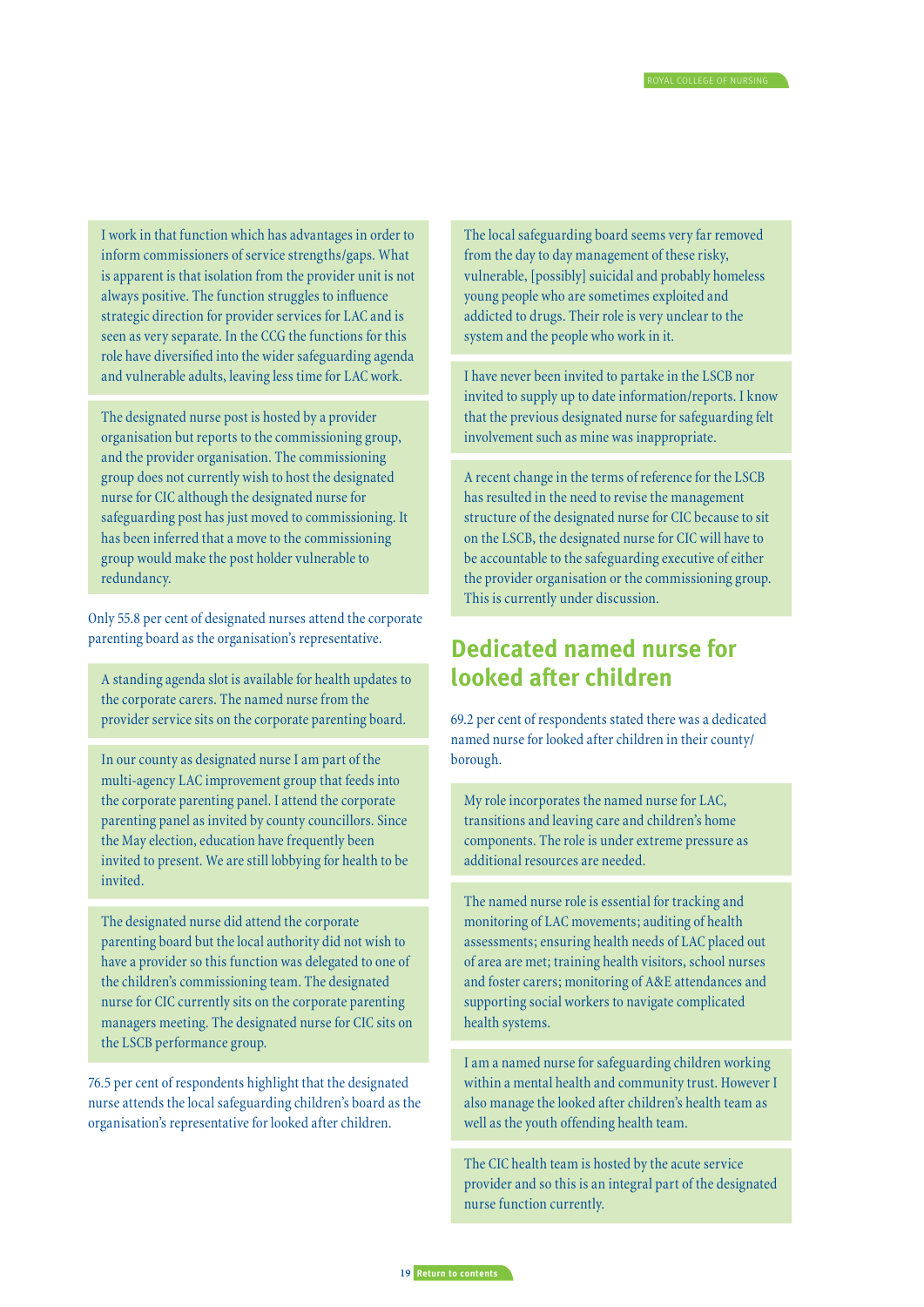I work in that function which has advantages in order to inform commissioners of service strengths/gaps. What is apparent is that isolation from the provider unit is not always positive. The function struggles to influence strategic direction for provider services for LAC and is seen as very separate. In the CCG the functions for this role have diversified into the wider safeguarding agenda and vulnerable adults, leaving less time for LAC work.

The designated nurse post is hosted by a provider organisation but reports to the commissioning group, and the provider organisation. The commissioning group does not currently wish to host the designated nurse for CIC although the designated nurse for safeguarding post has just moved to commissioning. It has been inferred that a move to the commissioning group would make the post holder vulnerable to redundancy.

Only 55.8 per cent of designated nurses attend the corporate parenting board as the organisation's representative.

A standing agenda slot is available for health updates to the corporate carers. The named nurse from the provider service sits on the corporate parenting board.

In our county as designated nurse I am part of the multi-agency LAC improvement group that feeds into the corporate parenting panel. I attend the corporate parenting panel as invited by county councillors. Since the May election, education have frequently been invited to present. We are still lobbying for health to be invited.

The designated nurse did attend the corporate parenting board but the local authority did not wish to have a provider so this function was delegated to one of the children's commissioning team. The designated nurse for CIC currently sits on the corporate parenting managers meeting. The designated nurse for CIC sits on the LSCB performance group.

76.5 per cent of respondents highlight that the designated nurse attends the local safeguarding children's board as the organisation's representative for looked after children.

The local safeguarding board seems very far removed from the day to day management of these risky, vulnerable, [possibly] suicidal and probably homeless young people who are sometimes exploited and addicted to drugs. Their role is very unclear to the system and the people who work in it.

I have never been invited to partake in the LSCB nor invited to supply up to date information/reports. I know that the previous designated nurse for safeguarding felt involvement such as mine was inappropriate.

A recent change in the terms of reference for the LSCB has resulted in the need to revise the management structure of the designated nurse for CIC because to sit on the LSCB, the designated nurse for CIC will have to be accountable to the safeguarding executive of either the provider organisation or the commissioning group. This is currently under discussion.

## Dedicated named nurse for looked after children

69.2 per cent of respondents stated there was a dedicated named nurse for looked after children in their county/borough.

My role incorporates the named nurse for LAC, transitions and leaving care and children's home components. The role is under extreme pressure as additional resources are needed.

The named nurse role is essential for tracking and monitoring of LAC movements; auditing of health assessments; ensuring health needs of LAC placed out of area are met; training health visitors, school nurses and foster carers; monitoring of A&E attendances and supporting social workers to navigate complicated health systems.

I am a named nurse for safeguarding children working within a mental health and community trust. However I also manage the looked after children's health team as well as the youth offending health team.

The CIC health team is hosted by the acute service provider and so this is an integral part of the designated nurse function currently.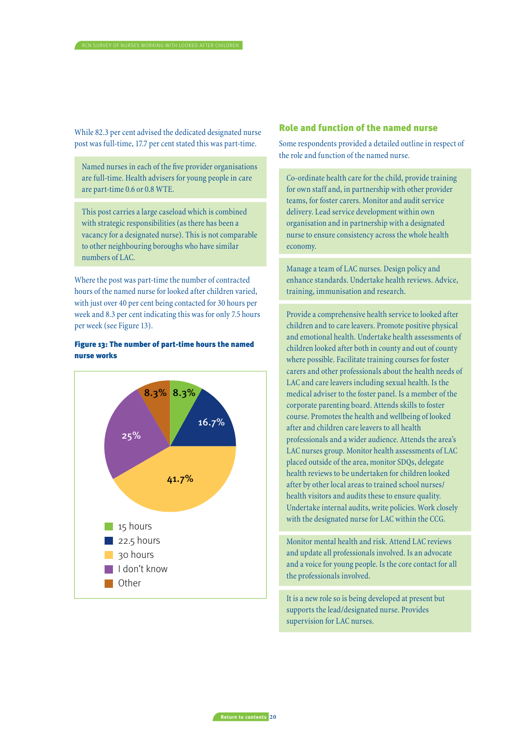While 82.3 per cent advised the dedicated designated nurse post was full-time, 17.7 per cent stated this was part-time.

> Named nurses in each of the five provider organisations are full-time. Health advisers for young people in care are part-time 0.6 or 0.8 WTE.

> This post carries a large caseload which is combined with strategic responsibilities (as there has been a vacancy for a designated nurse). This is not comparable to other neighbouring boroughs who have similar numbers of LAC.

Where the post was part-time the number of contracted hours of the named nurse for looked after children varied, with just over 40 per cent being contacted for 30 hours per week and 8.3 per cent indicating this was for only 7.5 hours per week (see Figure 13).

**Figure 13: The number of part-time hours the named nurse works**

| Hours | Per cent |
|---|---|
| 15 hours | 8.3% |
| 22.5 hours | 16.7% |
| 30 hours | 41.7% |
| I don't know | 25% |
| Other | 8.3% |

## Role and function of the named nurse

Some respondents provided a detailed outline in respect of the role and function of the named nurse.

> Co-ordinate health care for the child, provide training for own staff and, in partnership with other provider teams, for foster carers. Monitor and audit service delivery. Lead service development within own organisation and in partnership with a designated nurse to ensure consistency across the whole health economy.

> Manage a team of LAC nurses. Design policy and enhance standards. Undertake health reviews. Advice, training, immunisation and research.

> Provide a comprehensive health service to looked after children and to care leavers. Promote positive physical and emotional health. Undertake health assessments of children looked after both in county and out of county where possible. Facilitate training courses for foster carers and other professionals about the health needs of LAC and care leavers including sexual health. Is the medical adviser to the foster panel. Is a member of the corporate parenting board. Attends skills to foster course. Promotes the health and wellbeing of looked after and children care leavers to all health professionals and a wider audience. Attends the area's LAC nurses group. Monitor health assessments of LAC placed outside of the area, monitor SDQs, delegate health reviews to be undertaken for children looked after by other local areas to trained school nurses/ health visitors and audits these to ensure quality. Undertake internal audits, write policies. Work closely with the designated nurse for LAC within the CCG.

> Monitor mental health and risk. Attend LAC reviews and update all professionals involved. Is an advocate and a voice for young people. Is the core contact for all the professionals involved.

> It is a new role so is being developed at present but supports the lead/designated nurse. Provides supervision for LAC nurses.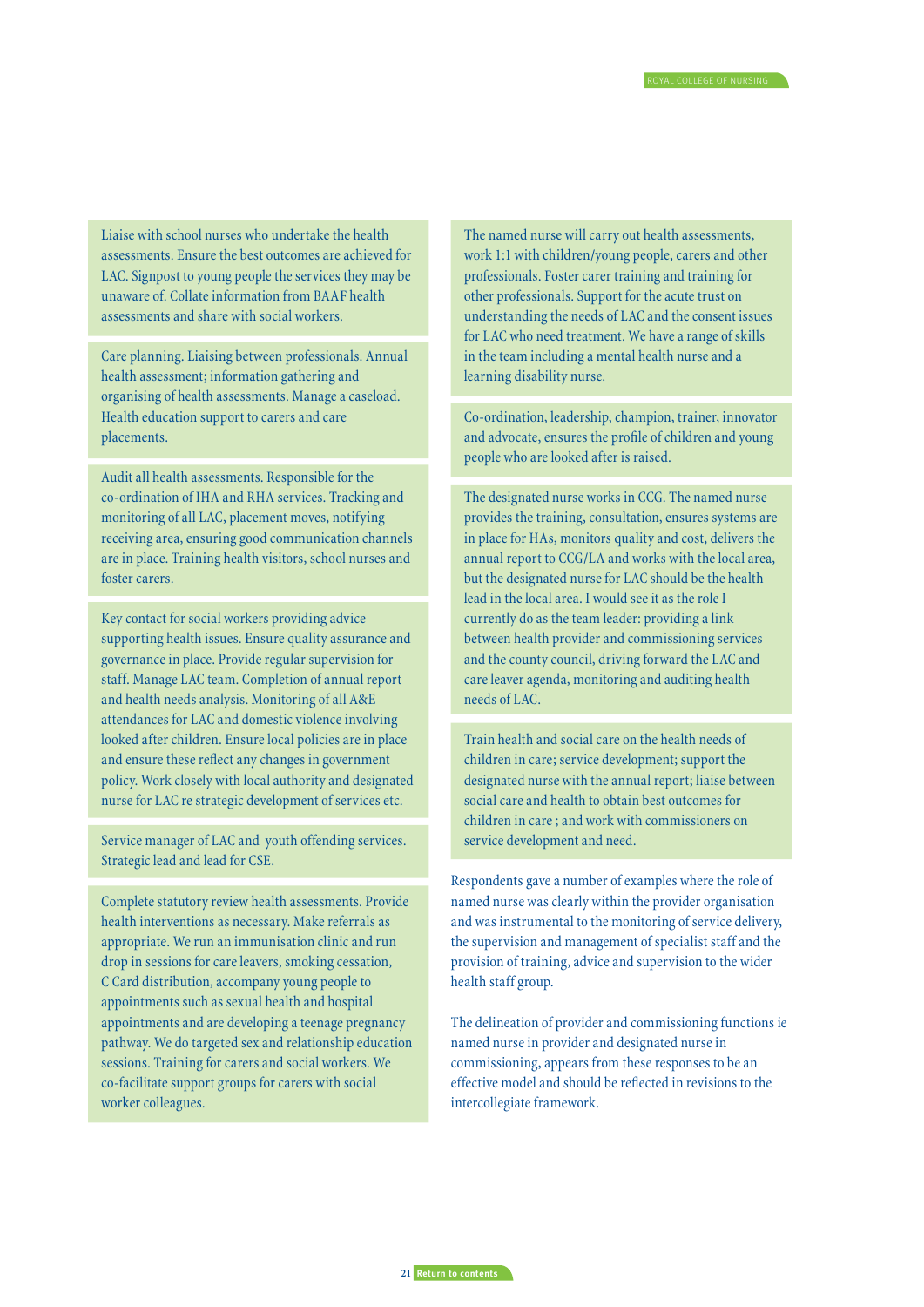Liaise with school nurses who undertake the health assessments. Ensure the best outcomes are achieved for LAC. Signpost to young people the services they may be unaware of. Collate information from BAAF health assessments and share with social workers.

Care planning. Liaising between professionals. Annual health assessment; information gathering and organising of health assessments. Manage a caseload. Health education support to carers and care placements.

Audit all health assessments. Responsible for the co-ordination of IHA and RHA services. Tracking and monitoring of all LAC, placement moves, notifying receiving area, ensuring good communication channels are in place. Training health visitors, school nurses and foster carers.

Key contact for social workers providing advice supporting health issues. Ensure quality assurance and governance in place. Provide regular supervision for staff. Manage LAC team. Completion of annual report and health needs analysis. Monitoring of all A&E attendances for LAC and domestic violence involving looked after children. Ensure local policies are in place and ensure these reflect any changes in government policy. Work closely with local authority and designated nurse for LAC re strategic development of services etc.

Service manager of LAC and youth offending services. Strategic lead and lead for CSE.

Complete statutory review health assessments. Provide health interventions as necessary. Make referrals as appropriate. We run an immunisation clinic and run drop in sessions for care leavers, smoking cessation, C Card distribution, accompany young people to appointments such as sexual health and hospital appointments and are developing a teenage pregnancy pathway. We do targeted sex and relationship education sessions. Training for carers and social workers. We co-facilitate support groups for carers with social worker colleagues.

The named nurse will carry out health assessments, work 1:1 with children/young people, carers and other professionals. Foster carer training and training for other professionals. Support for the acute trust on understanding the needs of LAC and the consent issues for LAC who need treatment. We have a range of skills in the team including a mental health nurse and a learning disability nurse.

Co-ordination, leadership, champion, trainer, innovator and advocate, ensures the profile of children and young people who are looked after is raised.

The designated nurse works in CCG. The named nurse provides the training, consultation, ensures systems are in place for HAs, monitors quality and cost, delivers the annual report to CCG/LA and works with the local area, but the designated nurse for LAC should be the health lead in the local area. I would see it as the role I currently do as the team leader: providing a link between health provider and commissioning services and the county council, driving forward the LAC and care leaver agenda, monitoring and auditing health needs of LAC.

Train health and social care on the health needs of children in care; service development; support the designated nurse with the annual report; liaise between social care and health to obtain best outcomes for children in care ; and work with commissioners on service development and need.

Respondents gave a number of examples where the role of named nurse was clearly within the provider organisation and was instrumental to the monitoring of service delivery, the supervision and management of specialist staff and the provision of training, advice and supervision to the wider health staff group.

The delineation of provider and commissioning functions ie named nurse in provider and designated nurse in commissioning, appears from these responses to be an effective model and should be reflected in revisions to the intercollegiate framework.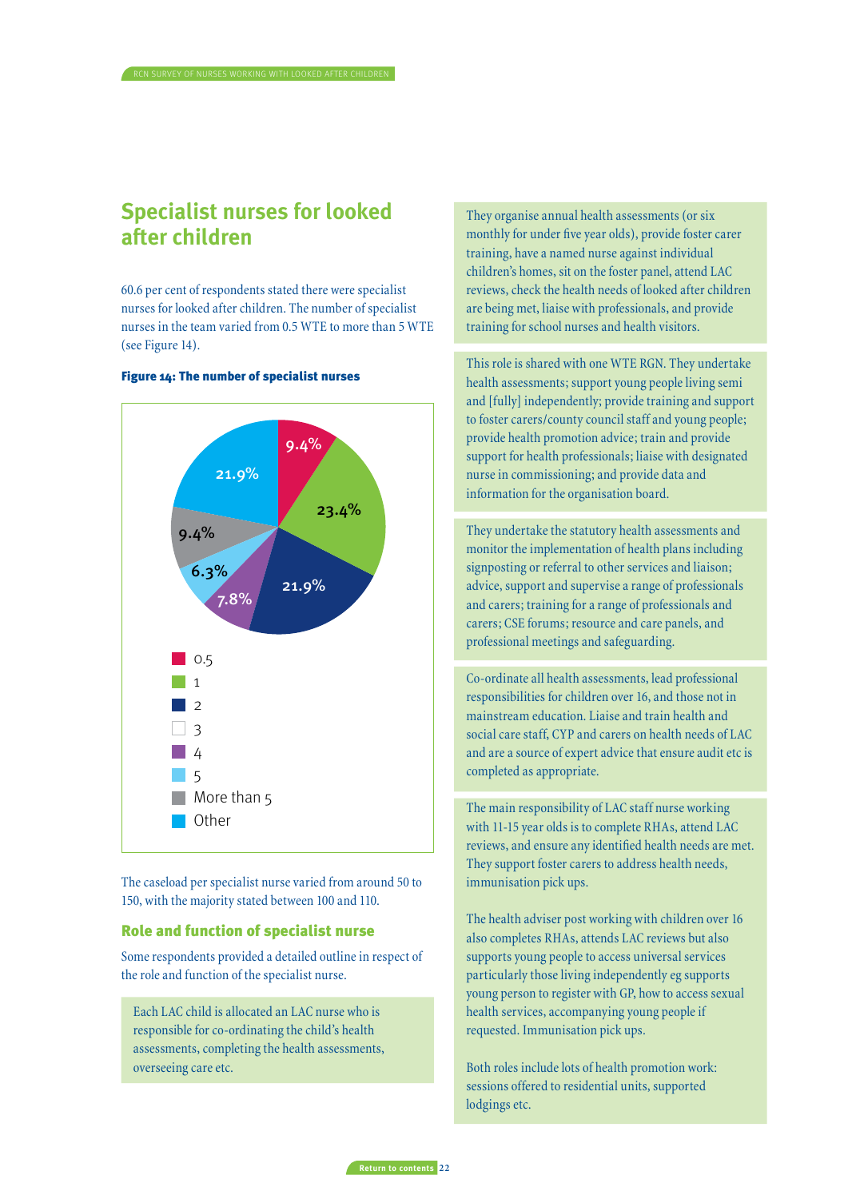## Specialist nurses for looked after children

60.6 per cent of respondents stated there were specialist nurses for looked after children. The number of specialist nurses in the team varied from 0.5 WTE to more than 5 WTE (see Figure 14).

**Figure 14: The number of specialist nurses**

| Number of specialist nurses | Percentage |
|---|---|
| 0.5 | 9.4% |
| 1 | 23.4% |
| 2 | 21.9% |
| 3 | |
| 4 | 7.8% |
| 5 | 6.3% |
| More than 5 | 9.4% |
| Other | 21.9% |

The caseload per specialist nurse varied from around 50 to 150, with the majority stated between 100 and 110.

### Role and function of specialist nurse

Some respondents provided a detailed outline in respect of the role and function of the specialist nurse.

> Each LAC child is allocated an LAC nurse who is responsible for co-ordinating the child's health assessments, completing the health assessments, overseeing care etc.

> They organise annual health assessments (or six monthly for under five year olds), provide foster carer training, have a named nurse against individual children's homes, sit on the foster panel, attend LAC reviews, check the health needs of looked after children are being met, liaise with professionals, and provide training for school nurses and health visitors.

> This role is shared with one WTE RGN. They undertake health assessments; support young people living semi and [fully] independently; provide training and support to foster carers/county council staff and young people; provide health promotion advice; train and provide support for health professionals; liaise with designated nurse in commissioning; and provide data and information for the organisation board.

> They undertake the statutory health assessments and monitor the implementation of health plans including signposting or referral to other services and liaison; advice, support and supervise a range of professionals and carers; training for a range of professionals and carers; CSE forums; resource and care panels, and professional meetings and safeguarding.

> Co-ordinate all health assessments, lead professional responsibilities for children over 16, and those not in mainstream education. Liaise and train health and social care staff, CYP and carers on health needs of LAC and are a source of expert advice that ensure audit etc is completed as appropriate.

> The main responsibility of LAC staff nurse working with 11-15 year olds is to complete RHAs, attend LAC reviews, and ensure any identified health needs are met. They support foster carers to address health needs, immunisation pick ups.
>
> The health adviser post working with children over 16 also completes RHAs, attends LAC reviews but also supports young people to access universal services particularly those living independently eg supports young person to register with GP, how to access sexual health services, accompanying young people if requested. Immunisation pick ups.
>
> Both roles include lots of health promotion work: sessions offered to residential units, supported lodgings etc.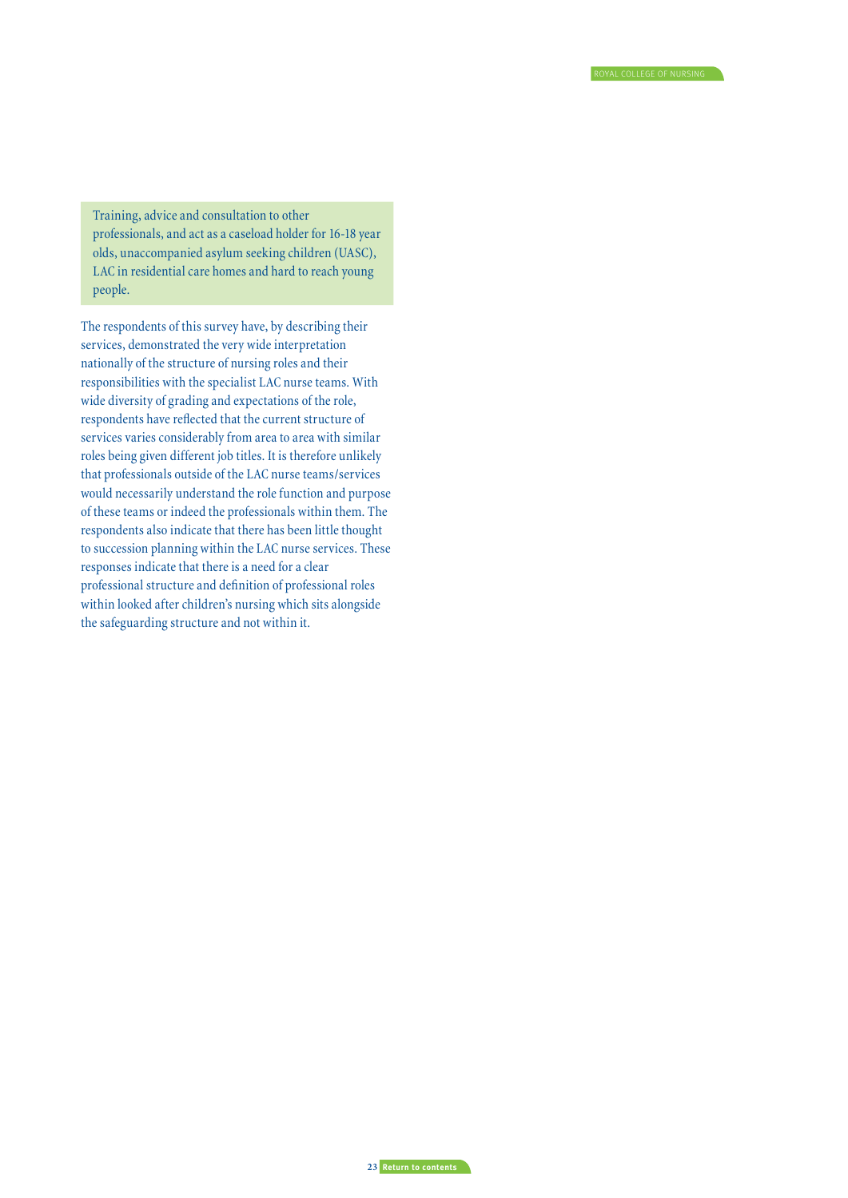Training, advice and consultation to other professionals, and act as a caseload holder for 16-18 year olds, unaccompanied asylum seeking children (UASC), LAC in residential care homes and hard to reach young people.

The respondents of this survey have, by describing their services, demonstrated the very wide interpretation nationally of the structure of nursing roles and their responsibilities with the specialist LAC nurse teams. With wide diversity of grading and expectations of the role, respondents have reflected that the current structure of services varies considerably from area to area with similar roles being given different job titles. It is therefore unlikely that professionals outside of the LAC nurse teams/services would necessarily understand the role function and purpose of these teams or indeed the professionals within them. The respondents also indicate that there has been little thought to succession planning within the LAC nurse services. These responses indicate that there is a need for a clear professional structure and definition of professional roles within looked after children's nursing which sits alongside the safeguarding structure and not within it.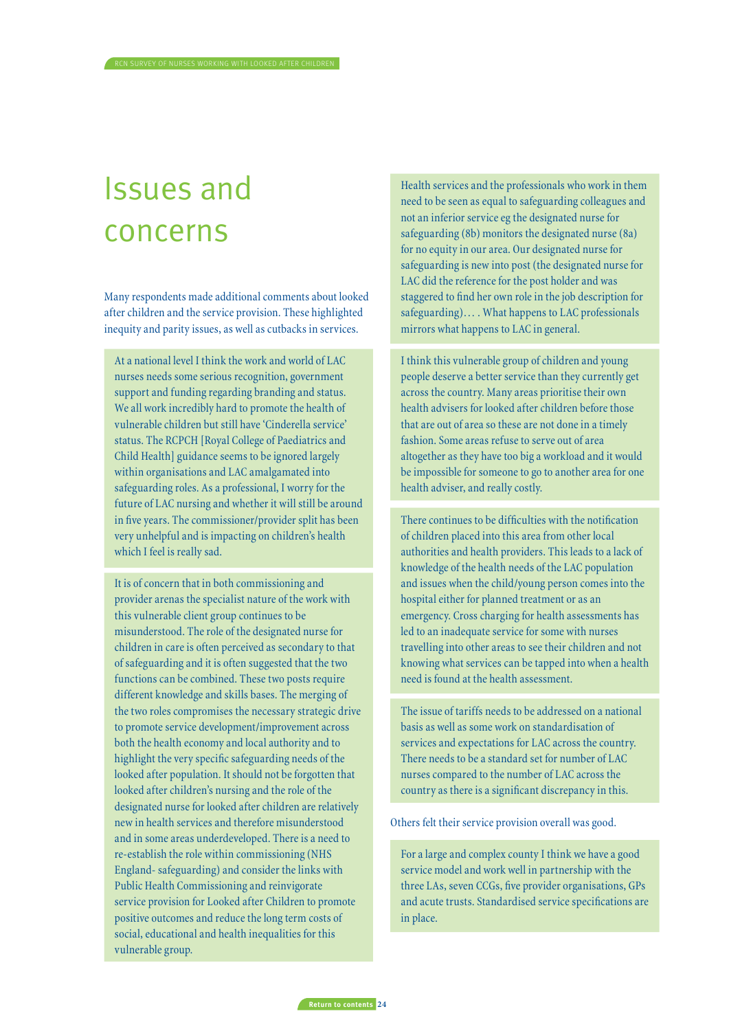# Issues and concerns

Many respondents made additional comments about looked after children and the service provision. These highlighted inequity and parity issues, as well as cutbacks in services.

> At a national level I think the work and world of LAC nurses needs some serious recognition, government support and funding regarding branding and status. We all work incredibly hard to promote the health of vulnerable children but still have 'Cinderella service' status. The RCPCH [Royal College of Paediatrics and Child Health] guidance seems to be ignored largely within organisations and LAC amalgamated into safeguarding roles. As a professional, I worry for the future of LAC nursing and whether it will still be around in five years. The commissioner/provider split has been very unhelpful and is impacting on children's health which I feel is really sad.

> It is of concern that in both commissioning and provider arenas the specialist nature of the work with this vulnerable client group continues to be misunderstood. The role of the designated nurse for children in care is often perceived as secondary to that of safeguarding and it is often suggested that the two functions can be combined. These two posts require different knowledge and skills bases. The merging of the two roles compromises the necessary strategic drive to promote service development/improvement across both the health economy and local authority and to highlight the very specific safeguarding needs of the looked after population. It should not be forgotten that looked after children's nursing and the role of the designated nurse for looked after children are relatively new in health services and therefore misunderstood and in some areas underdeveloped. There is a need to re-establish the role within commissioning (NHS England- safeguarding) and consider the links with Public Health Commissioning and reinvigorate service provision for Looked after Children to promote positive outcomes and reduce the long term costs of social, educational and health inequalities for this vulnerable group.

> Health services and the professionals who work in them need to be seen as equal to safeguarding colleagues and not an inferior service eg the designated nurse for safeguarding (8b) monitors the designated nurse (8a) for no equity in our area. Our designated nurse for safeguarding is new into post (the designated nurse for LAC did the reference for the post holder and was staggered to find her own role in the job description for safeguarding)… . What happens to LAC professionals mirrors what happens to LAC in general.

> I think this vulnerable group of children and young people deserve a better service than they currently get across the country. Many areas prioritise their own health advisers for looked after children before those that are out of area so these are not done in a timely fashion. Some areas refuse to serve out of area altogether as they have too big a workload and it would be impossible for someone to go to another area for one health adviser, and really costly.

> There continues to be difficulties with the notification of children placed into this area from other local authorities and health providers. This leads to a lack of knowledge of the health needs of the LAC population and issues when the child/young person comes into the hospital either for planned treatment or as an emergency. Cross charging for health assessments has led to an inadequate service for some with nurses travelling into other areas to see their children and not knowing what services can be tapped into when a health need is found at the health assessment.

> The issue of tariffs needs to be addressed on a national basis as well as some work on standardisation of services and expectations for LAC across the country. There needs to be a standard set for number of LAC nurses compared to the number of LAC across the country as there is a significant discrepancy in this.

Others felt their service provision overall was good.

> For a large and complex county I think we have a good service model and work well in partnership with the three LAs, seven CCGs, five provider organisations, GPs and acute trusts. Standardised service specifications are in place.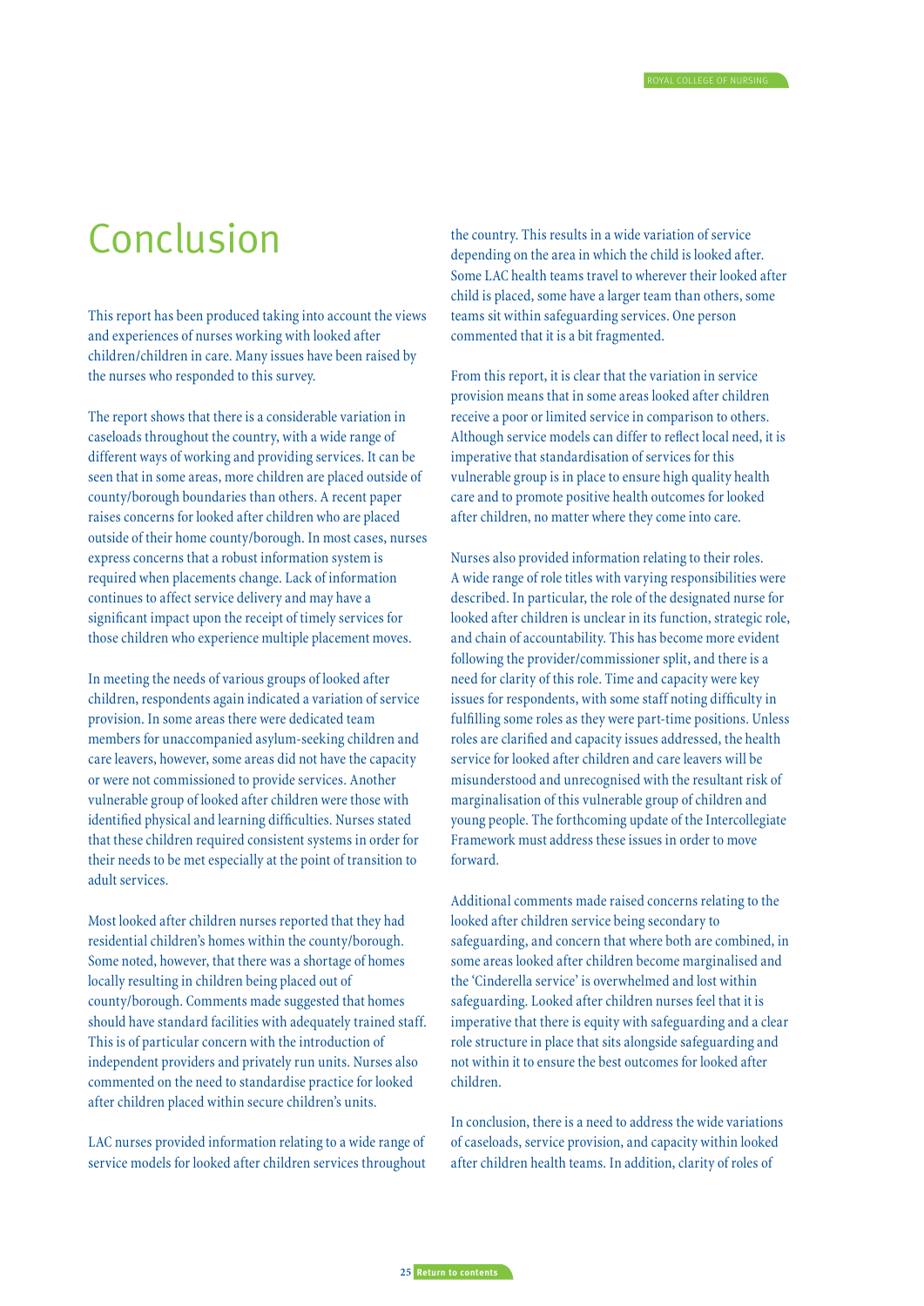# Conclusion

This report has been produced taking into account the views and experiences of nurses working with looked after children/children in care. Many issues have been raised by the nurses who responded to this survey.

The report shows that there is a considerable variation in caseloads throughout the country, with a wide range of different ways of working and providing services. It can be seen that in some areas, more children are placed outside of county/borough boundaries than others. A recent paper raises concerns for looked after children who are placed outside of their home county/borough. In most cases, nurses express concerns that a robust information system is required when placements change. Lack of information continues to affect service delivery and may have a significant impact upon the receipt of timely services for those children who experience multiple placement moves.

In meeting the needs of various groups of looked after children, respondents again indicated a variation of service provision. In some areas there were dedicated team members for unaccompanied asylum-seeking children and care leavers, however, some areas did not have the capacity or were not commissioned to provide services. Another vulnerable group of looked after children were those with identified physical and learning difficulties. Nurses stated that these children required consistent systems in order for their needs to be met especially at the point of transition to adult services.

Most looked after children nurses reported that they had residential children's homes within the county/borough. Some noted, however, that there was a shortage of homes locally resulting in children being placed out of county/borough. Comments made suggested that homes should have standard facilities with adequately trained staff. This is of particular concern with the introduction of independent providers and privately run units. Nurses also commented on the need to standardise practice for looked after children placed within secure children's units.

LAC nurses provided information relating to a wide range of service models for looked after children services throughout the country. This results in a wide variation of service depending on the area in which the child is looked after. Some LAC health teams travel to wherever their looked after child is placed, some have a larger team than others, some teams sit within safeguarding services. One person commented that it is a bit fragmented.

From this report, it is clear that the variation in service provision means that in some areas looked after children receive a poor or limited service in comparison to others. Although service models can differ to reflect local need, it is imperative that standardisation of services for this vulnerable group is in place to ensure high quality health care and to promote positive health outcomes for looked after children, no matter where they come into care.

Nurses also provided information relating to their roles. A wide range of role titles with varying responsibilities were described. In particular, the role of the designated nurse for looked after children is unclear in its function, strategic role, and chain of accountability. This has become more evident following the provider/commissioner split, and there is a need for clarity of this role. Time and capacity were key issues for respondents, with some staff noting difficulty in fulfilling some roles as they were part-time positions. Unless roles are clarified and capacity issues addressed, the health service for looked after children and care leavers will be misunderstood and unrecognised with the resultant risk of marginalisation of this vulnerable group of children and young people. The forthcoming update of the Intercollegiate Framework must address these issues in order to move forward.

Additional comments made raised concerns relating to the looked after children service being secondary to safeguarding, and concern that where both are combined, in some areas looked after children become marginalised and the 'Cinderella service' is overwhelmed and lost within safeguarding. Looked after children nurses feel that it is imperative that there is equity with safeguarding and a clear role structure in place that sits alongside safeguarding and not within it to ensure the best outcomes for looked after children.

In conclusion, there is a need to address the wide variations of caseloads, service provision, and capacity within looked after children health teams. In addition, clarity of roles of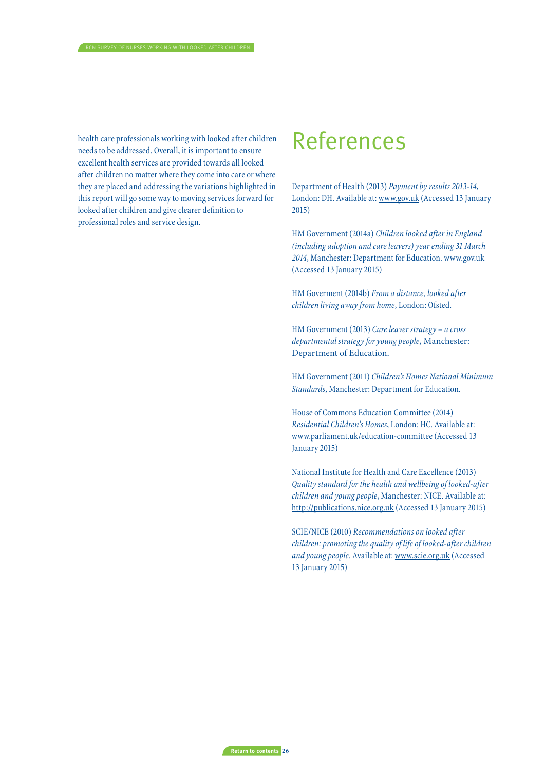health care professionals working with looked after children needs to be addressed. Overall, it is important to ensure excellent health services are provided towards all looked after children no matter where they come into care or where they are placed and addressing the variations highlighted in this report will go some way to moving services forward for looked after children and give clearer definition to professional roles and service design.

# References

Department of Health (2013) *Payment by results 2013-14*, London: DH. Available at: www.gov.uk (Accessed 13 January 2015)

HM Government (2014a) *Children looked after in England (including adoption and care leavers) year ending 31 March 2014*, Manchester: Department for Education. www.gov.uk (Accessed 13 January 2015)

HM Goverment (2014b) *From a distance, looked after children living away from home*, London: Ofsted.

HM Government (2013) *Care leaver strategy – a cross departmental strategy for young people*, Manchester: Department of Education.

HM Government (2011) *Children's Homes National Minimum Standards*, Manchester: Department for Education.

House of Commons Education Committee (2014) *Residential Children's Homes*, London: HC. Available at: www.parliament.uk/education-committee (Accessed 13 January 2015)

National Institute for Health and Care Excellence (2013) *Quality standard for the health and wellbeing of looked-after children and young people*, Manchester: NICE. Available at: http://publications.nice.org.uk (Accessed 13 January 2015)

SCIE/NICE (2010) *Recommendations on looked after children: promoting the quality of life of looked-after children and young people*. Available at: www.scie.org.uk (Accessed 13 January 2015)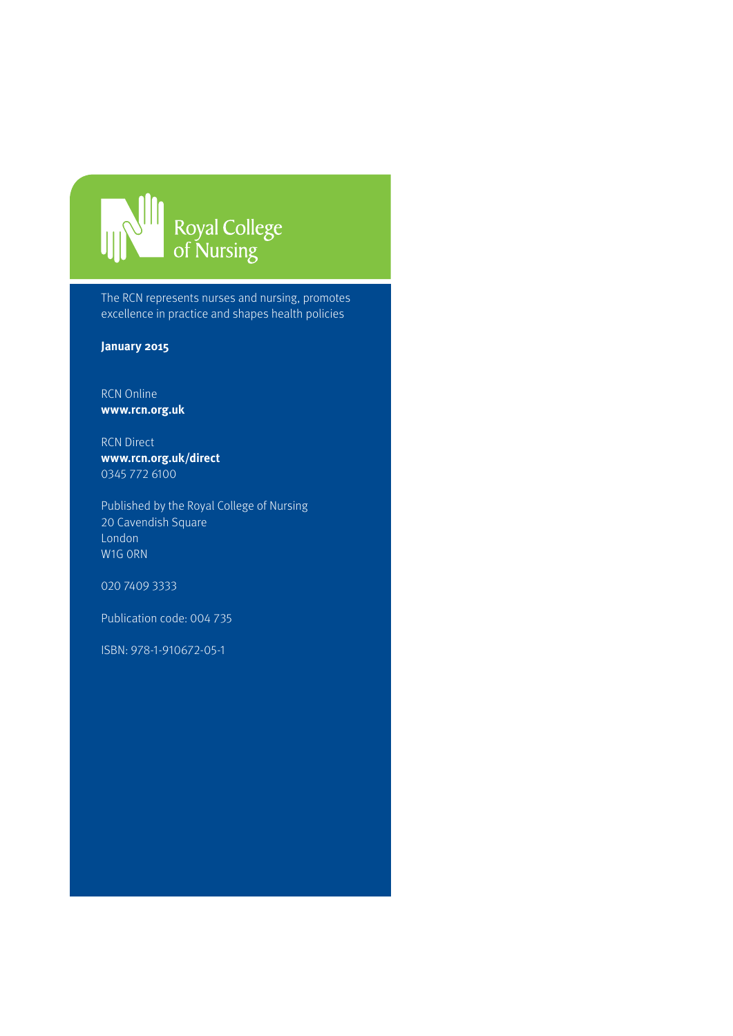Royal College of Nursing

The RCN represents nurses and nursing, promotes excellence in practice and shapes health policies

**January 2015**

RCN Online
**www.rcn.org.uk**

RCN Direct
**www.rcn.org.uk/direct**
0345 772 6100

Published by the Royal College of Nursing
20 Cavendish Square
London
W1G 0RN

020 7409 3333

Publication code: 004 735

ISBN: 978-1-910672-05-1